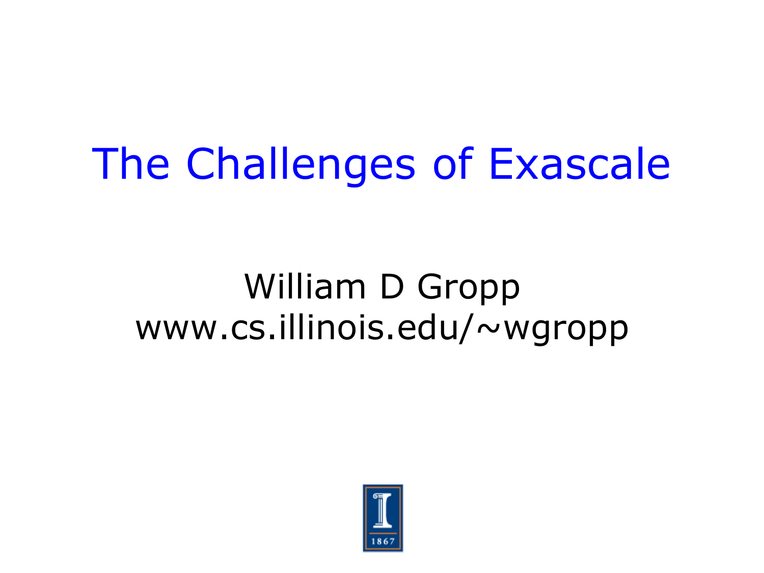# The Challenges of Exascale

William D Gropp
www.cs.illinois.edu/~wgropp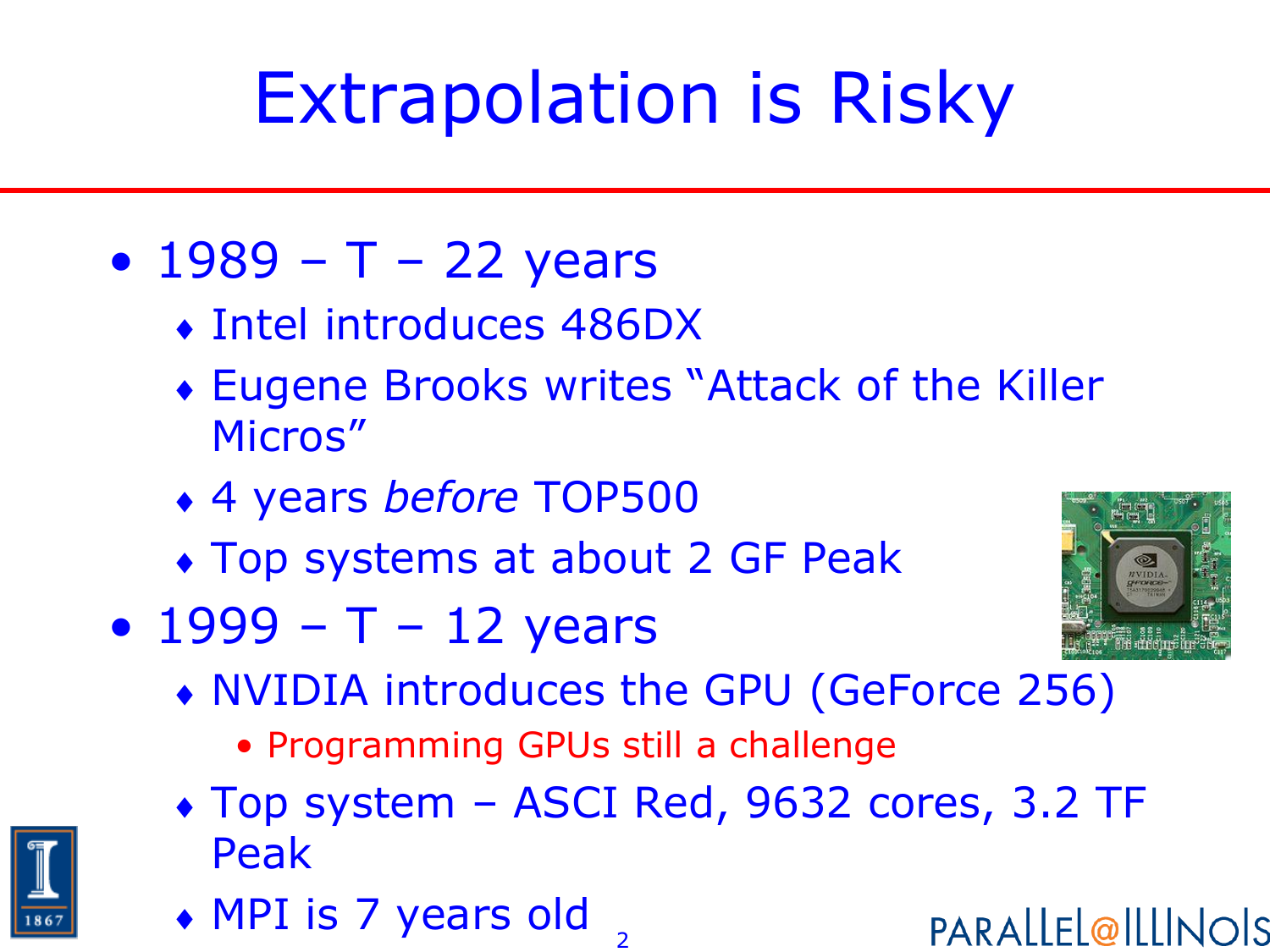# Extrapolation is Risky

- 1989 – T – 22 years
  - Intel introduces 486DX
  - Eugene Brooks writes "Attack of the Killer Micros"
  - 4 years *before* TOP500
  - Top systems at about 2 GF Peak
- 1999 – T – 12 years
  - NVIDIA introduces the GPU (GeForce 256)
    - Programming GPUs still a challenge
  - Top system – ASCI Red, 9632 cores, 3.2 TF Peak
  - MPI is 7 years old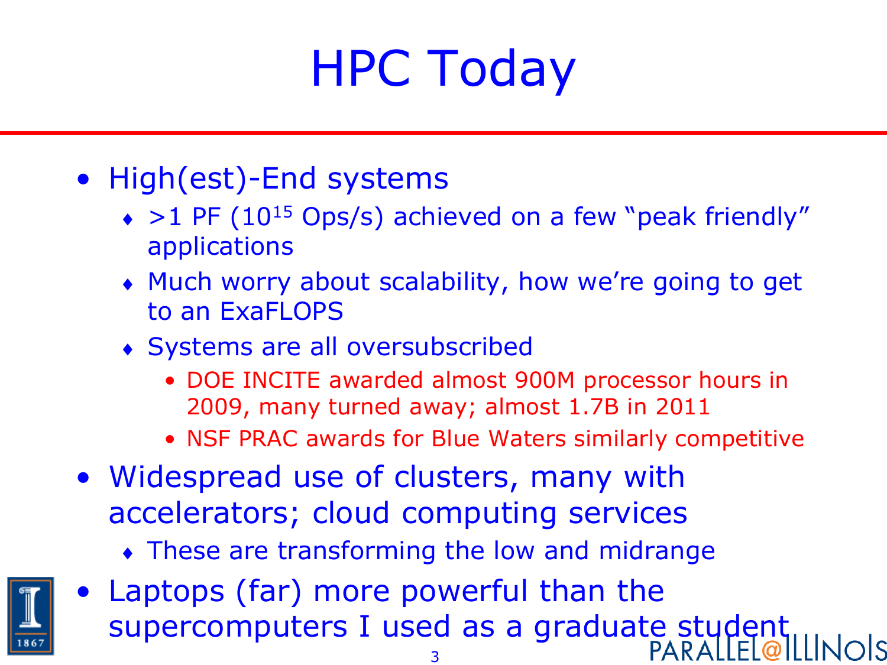# HPC Today

- High(est)-End systems
  - >1 PF ($10^{15}$ Ops/s) achieved on a few "peak friendly" applications
  - Much worry about scalability, how we're going to get to an ExaFLOPS
  - Systems are all oversubscribed
    - DOE INCITE awarded almost 900M processor hours in 2009, many turned away; almost 1.7B in 2011
    - NSF PRAC awards for Blue Waters similarly competitive
- Widespread use of clusters, many with accelerators; cloud computing services
  - These are transforming the low and midrange
- Laptops (far) more powerful than the supercomputers I used as a graduate student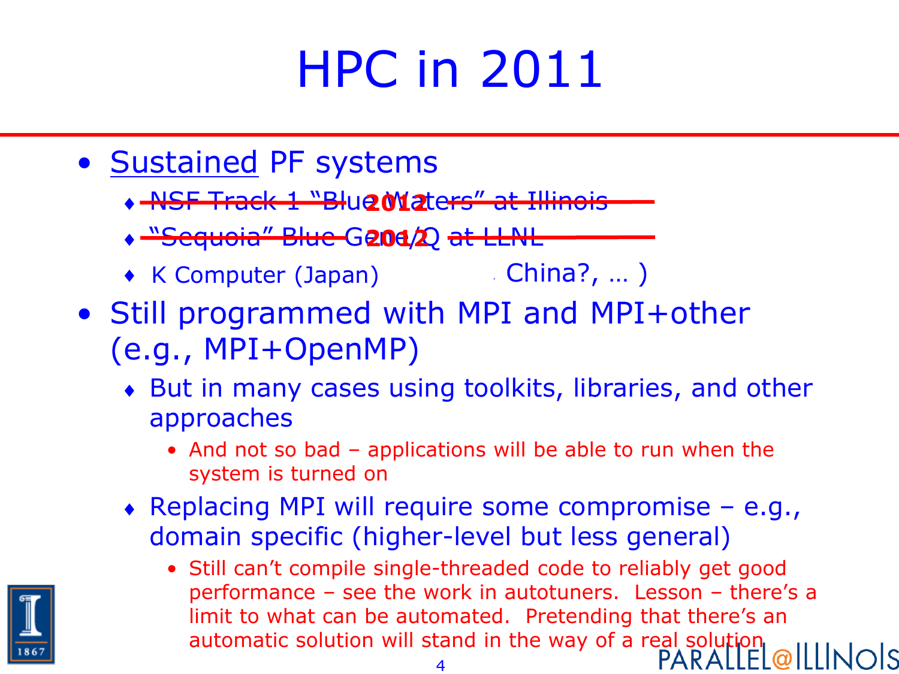# HPC in 2011

- Sustained PF systems
  - ~~NSF Track 1 "Blue Waters" at Illinois~~ **2012**
  - ~~"Sequoia" Blue Gene/Q at LLNL~~ **2012**
  - K Computer (Japan) China?, … )
- Still programmed with MPI and MPI+other (e.g., MPI+OpenMP)
  - But in many cases using toolkits, libraries, and other approaches
    - And not so bad – applications will be able to run when the system is turned on
  - Replacing MPI will require some compromise – e.g., domain specific (higher-level but less general)
    - Still can't compile single-threaded code to reliably get good performance – see the work in autotuners. Lesson – there's a limit to what can be automated. Pretending that there's an automatic solution will stand in the way of a real solution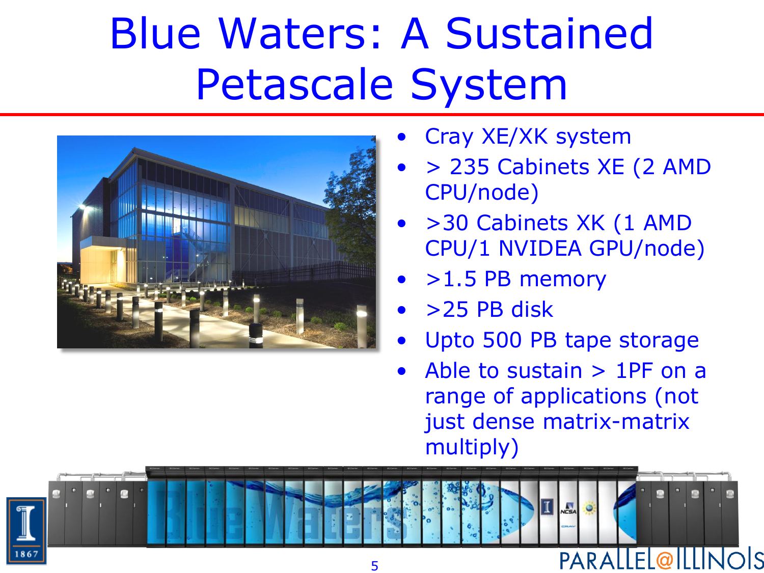# Blue Waters: A Sustained Petascale System

- Cray XE/XK system
- > 235 Cabinets XE (2 AMD CPU/node)
- >30 Cabinets XK (1 AMD CPU/1 NVIDEA GPU/node)
- >1.5 PB memory
- >25 PB disk
- Upto 500 PB tape storage
- Able to sustain > 1PF on a range of applications (not just dense matrix-matrix multiply)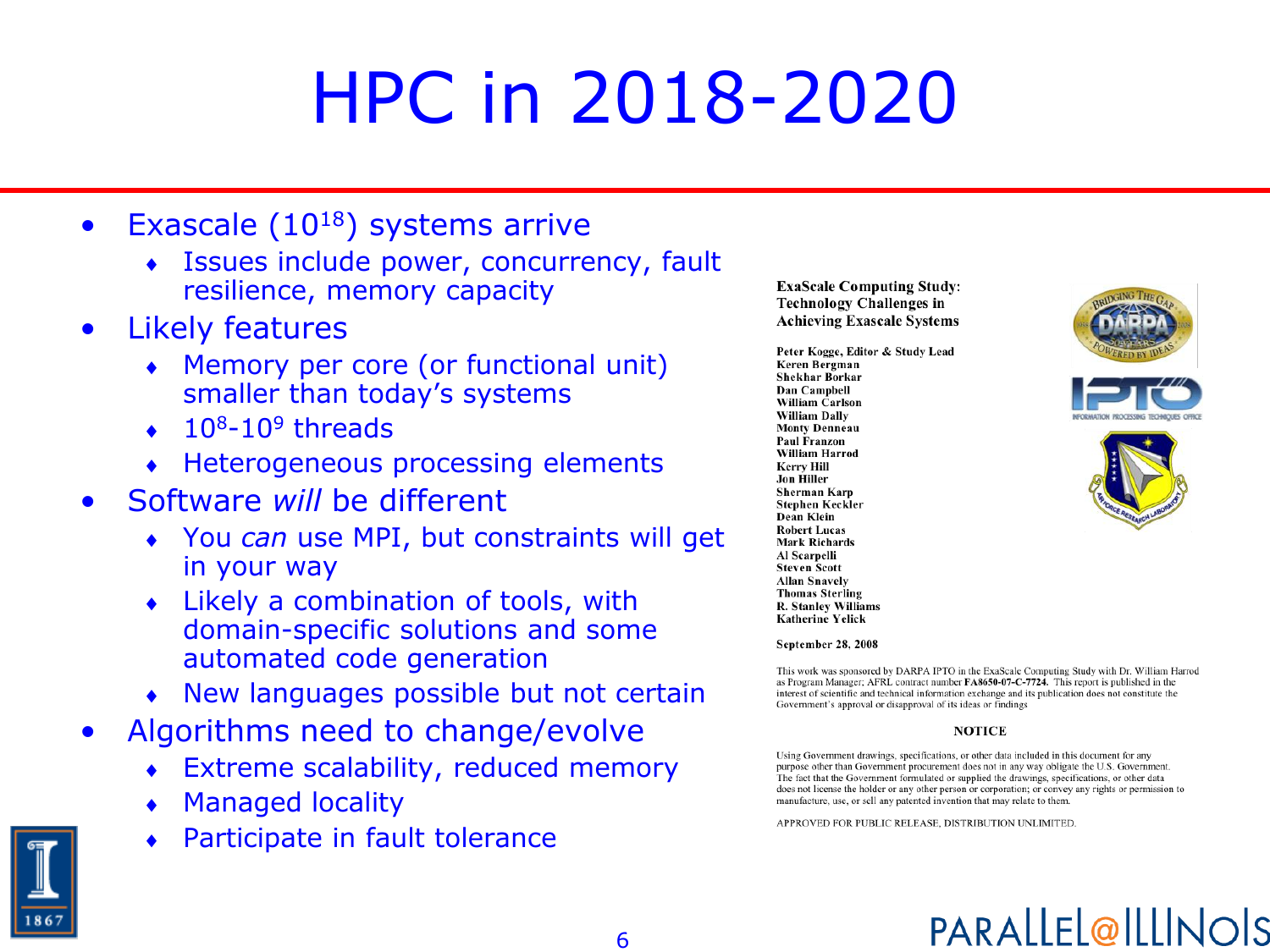# HPC in 2018-2020

- Exascale ($10^{18}$) systems arrive
  - Issues include power, concurrency, fault resilience, memory capacity
- Likely features
  - Memory per core (or functional unit) smaller than today's systems
  - $10^8$-$10^9$ threads
  - Heterogeneous processing elements
- Software *will* be different
  - You *can* use MPI, but constraints will get in your way
  - Likely a combination of tools, with domain-specific solutions and some automated code generation
  - New languages possible but not certain
- Algorithms need to change/evolve
  - Extreme scalability, reduced memory
  - Managed locality
  - Participate in fault tolerance

**ExaScale Computing Study: Technology Challenges in Achieving Exascale Systems**

**Peter Kogge, Editor & Study Lead**
**Keren Bergman**
**Shekhar Borkar**
**Dan Campbell**
**William Carlson**
**William Dally**
**Monty Denneau**
**Paul Franzon**
**William Harrod**
**Kerry Hill**
**Jon Hiller**
**Sherman Karp**
**Stephen Keckler**
**Dean Klein**
**Robert Lucas**
**Mark Richards**
**Al Scarpelli**
**Steven Scott**
**Allan Snavely**
**Thomas Sterling**
**R. Stanley Williams**
**Katherine Yelick**

**September 28, 2008**

This work was sponsored by DARPA IPTO in the ExaScale Computing Study with Dr. William Harrod as Program Manager; AFRL contract number **FA8650-07-C-7724.** This report is published in the interest of scientific and technical information exchange and its publication does not constitute the Government's approval or disapproval of its ideas or findings

**NOTICE**

Using Government drawings, specifications, or other data included in this document for any purpose other than Government procurement does not in any way obligate the U.S. Government. The fact that the Government formulated or supplied the drawings, specifications, or other data does not license the holder or any other person or corporation; or convey any rights or permission to manufacture, use, or sell any patented invention that may relate to them.

APPROVED FOR PUBLIC RELEASE, DISTRIBUTION UNLIMITED.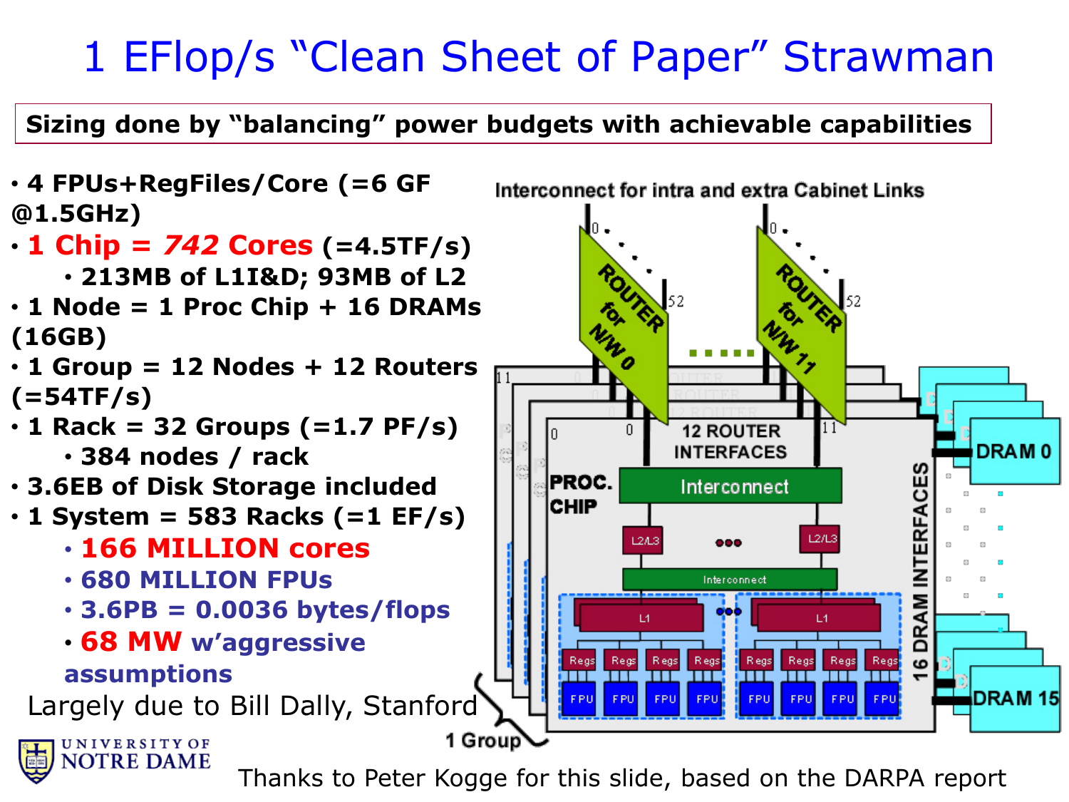# 1 EFlop/s "Clean Sheet of Paper" Strawman

**Sizing done by "balancing" power budgets with achievable capabilities**

- **4 FPUs+RegFiles/Core (=6 GF @1.5GHz)**
- **1 Chip = *742* Cores (=4.5TF/s)**
  - **213MB of L1I&D; 93MB of L2**
- **1 Node = 1 Proc Chip + 16 DRAMs (16GB)**
- **1 Group = 12 Nodes + 12 Routers (=54TF/s)**
- **1 Rack = 32 Groups (=1.7 PF/s)**
  - **384 nodes / rack**
- **3.6EB of Disk Storage included**
- **1 System = 583 Racks (=1 EF/s)**
  - **166 MILLION cores**
  - **680 MILLION FPUs**
  - **3.6PB = 0.0036 bytes/flops**
  - **68 MW w'aggressive assumptions**

Largely due to Bill Dally, Stanford

Interconnect for intra and extra Cabinet Links

ROUTER for N/W 0

ROUTER for N/W 11

12 ROUTER INTERFACES

PROC. CHIP

Interconnect

L2/L3

L1

Regs

FPU

16 DRAM INTERFACES

DRAM 0

DRAM 15

1 Group

Thanks to Peter Kogge for this slide, based on the DARPA report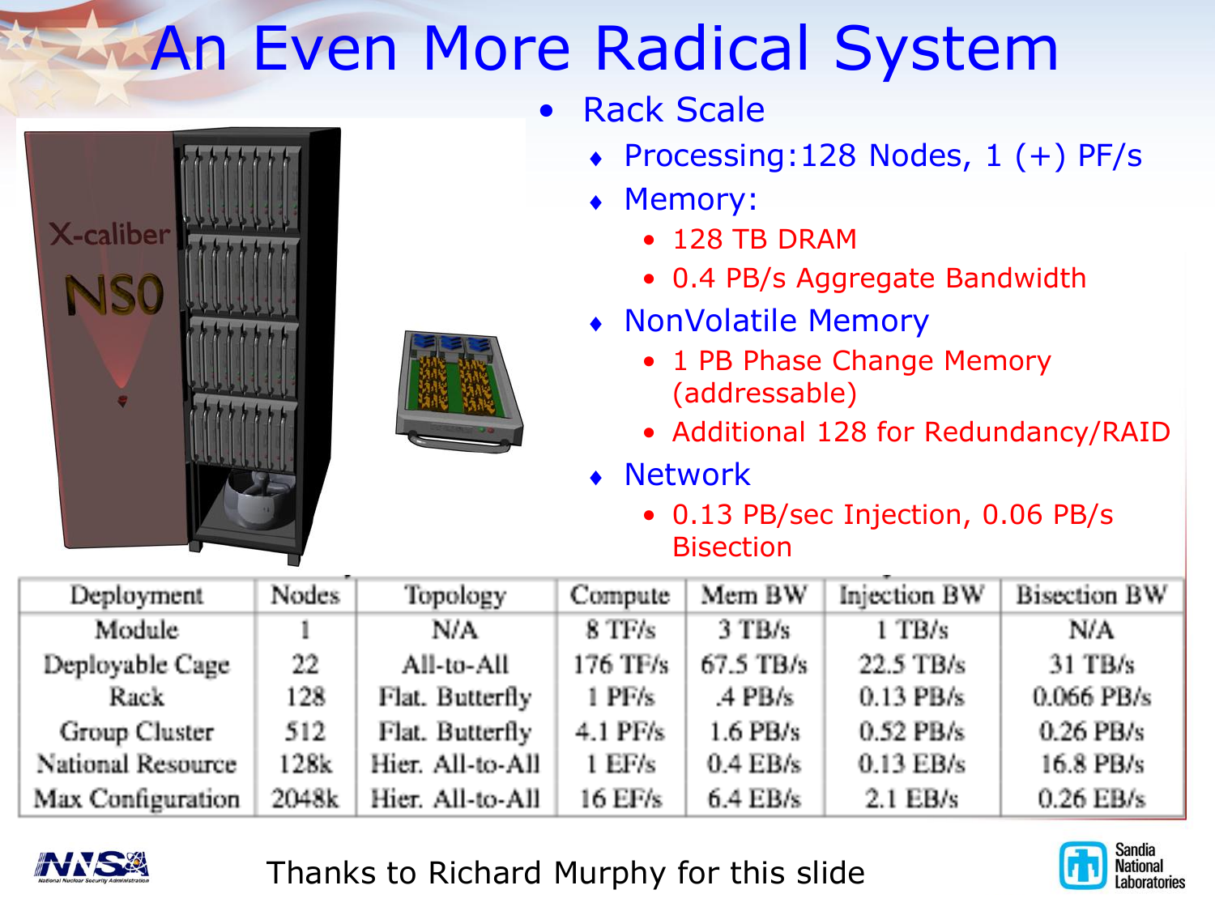# An Even More Radical System

- Rack Scale
  - Processing:128 Nodes, 1 (+) PF/s
  - Memory:
    - 128 TB DRAM
    - 0.4 PB/s Aggregate Bandwidth
  - NonVolatile Memory
    - 1 PB Phase Change Memory (addressable)
    - Additional 128 for Redundancy/RAID
  - Network
    - 0.13 PB/sec Injection, 0.06 PB/s Bisection

| Deployment | Nodes | Topology | Compute | Mem BW | Injection BW | Bisection BW |
|---|---|---|---|---|---|---|
| Module | 1 | N/A | 8 TF/s | 3 TB/s | 1 TB/s | N/A |
| Deployable Cage | 22 | All-to-All | 176 TF/s | 67.5 TB/s | 22.5 TB/s | 31 TB/s |
| Rack | 128 | Flat. Butterfly | 1 PF/s | .4 PB/s | 0.13 PB/s | 0.066 PB/s |
| Group Cluster | 512 | Flat. Butterfly | 4.1 PF/s | 1.6 PB/s | 0.52 PB/s | 0.26 PB/s |
| National Resource | 128k | Hier. All-to-All | 1 EF/s | 0.4 EB/s | 0.13 EB/s | 16.8 PB/s |
| Max Configuration | 2048k | Hier. All-to-All | 16 EF/s | 6.4 EB/s | 2.1 EB/s | 0.26 EB/s |

Thanks to Richard Murphy for this slide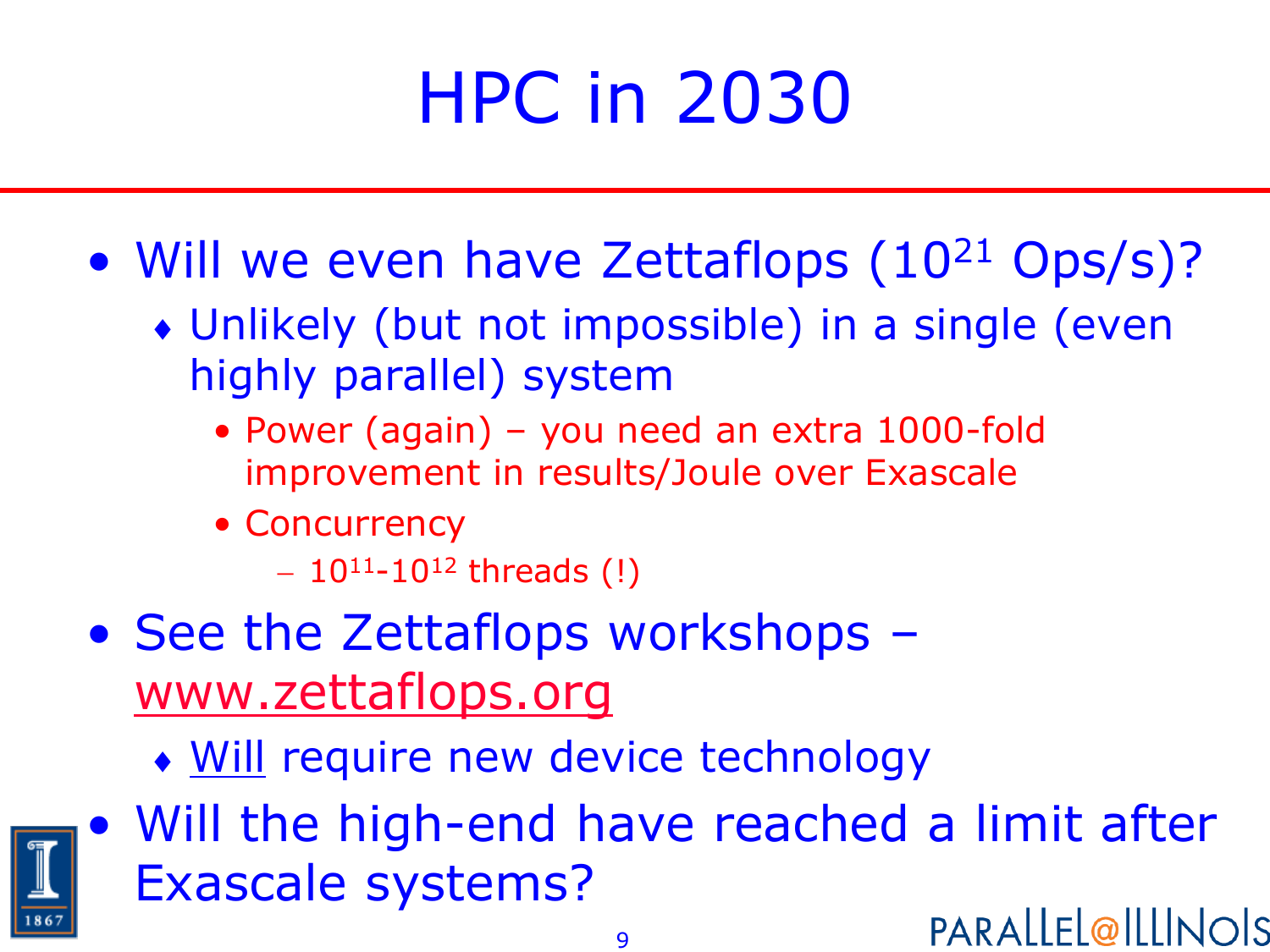# HPC in 2030

- Will we even have Zettaflops ($10^{21}$ Ops/s)?
  - Unlikely (but not impossible) in a single (even highly parallel) system
    - Power (again) – you need an extra 1000-fold improvement in results/Joule over Exascale
    - Concurrency
      - $10^{11}$-$10^{12}$ threads (!)
- See the Zettaflops workshops – www.zettaflops.org
  - Will require new device technology
- Will the high-end have reached a limit after Exascale systems?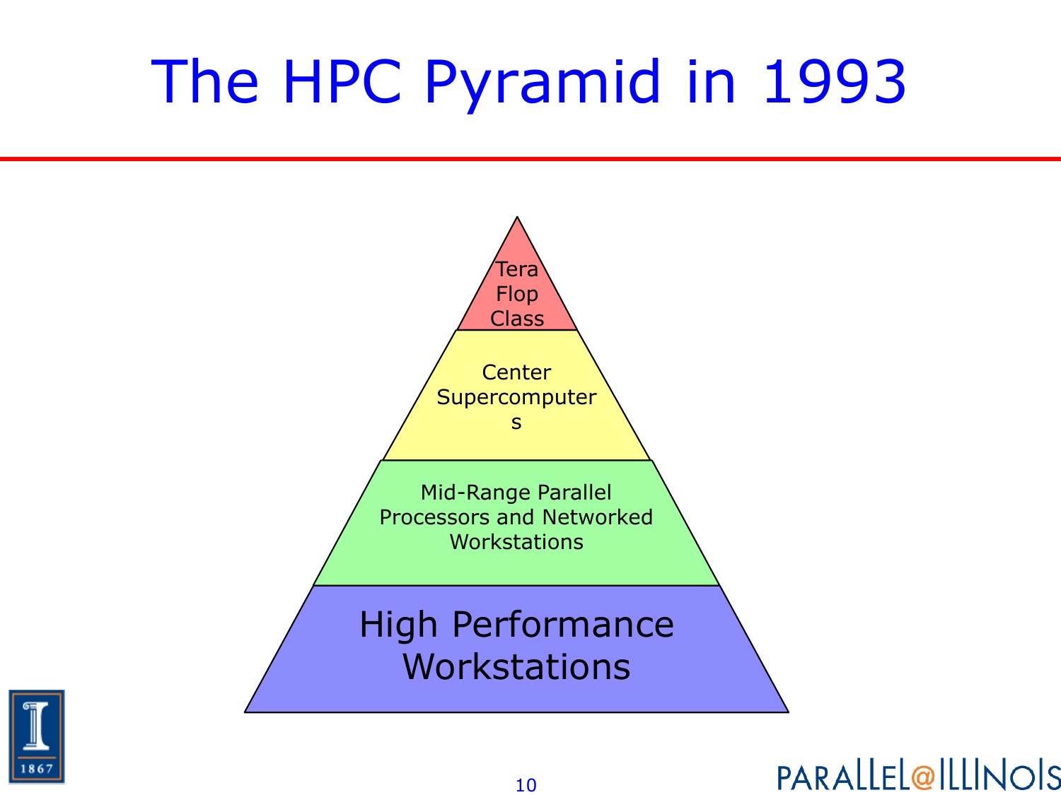# The HPC Pyramid in 1993

Tera Flop Class

Center Supercomputers

Mid-Range Parallel Processors and Networked Workstations

High Performance Workstations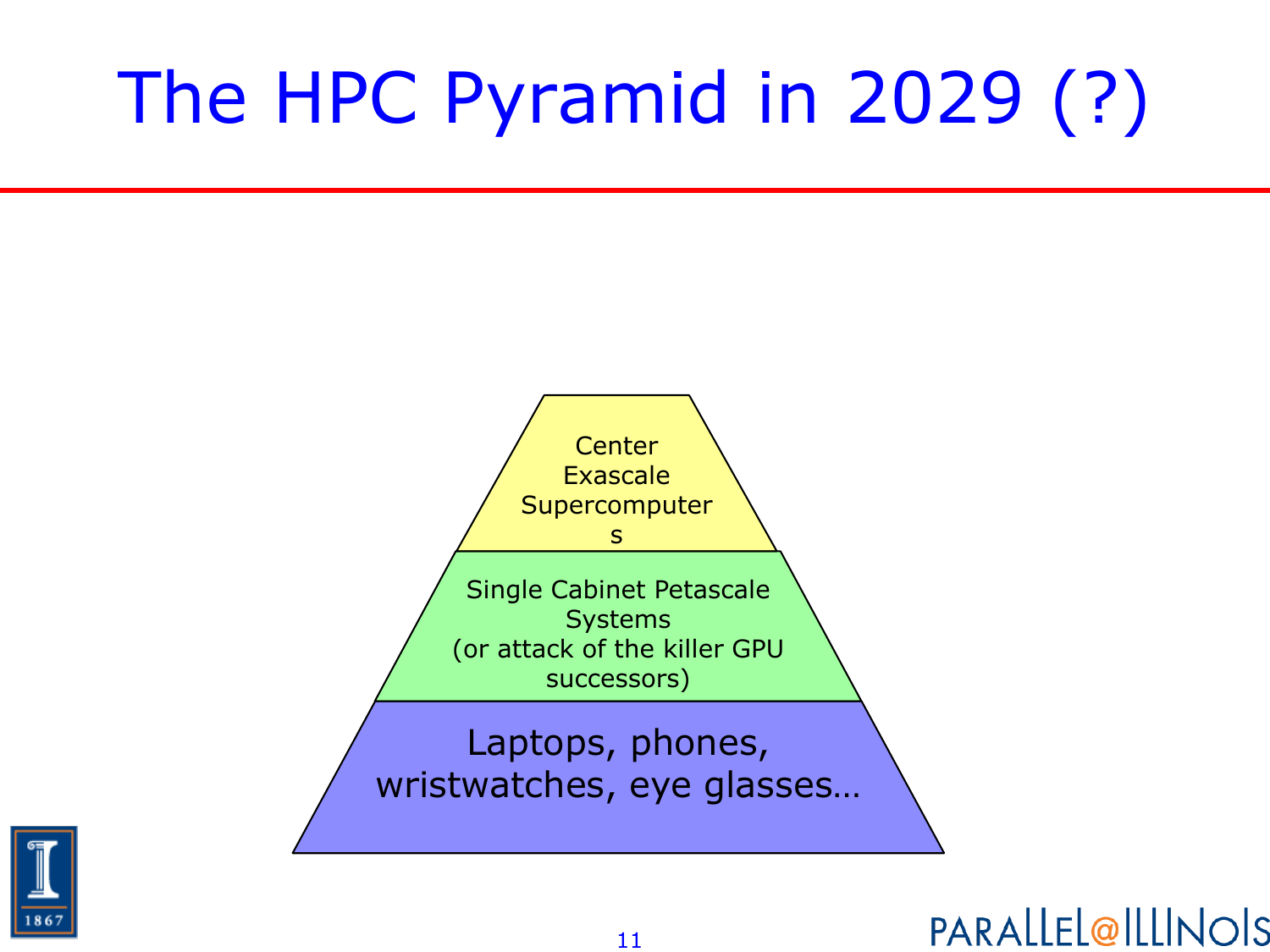# The HPC Pyramid in 2029 (?)

Center Exascale Supercomputers

Single Cabinet Petascale Systems
(or attack of the killer GPU successors)

Laptops, phones, wristwatches, eye glasses…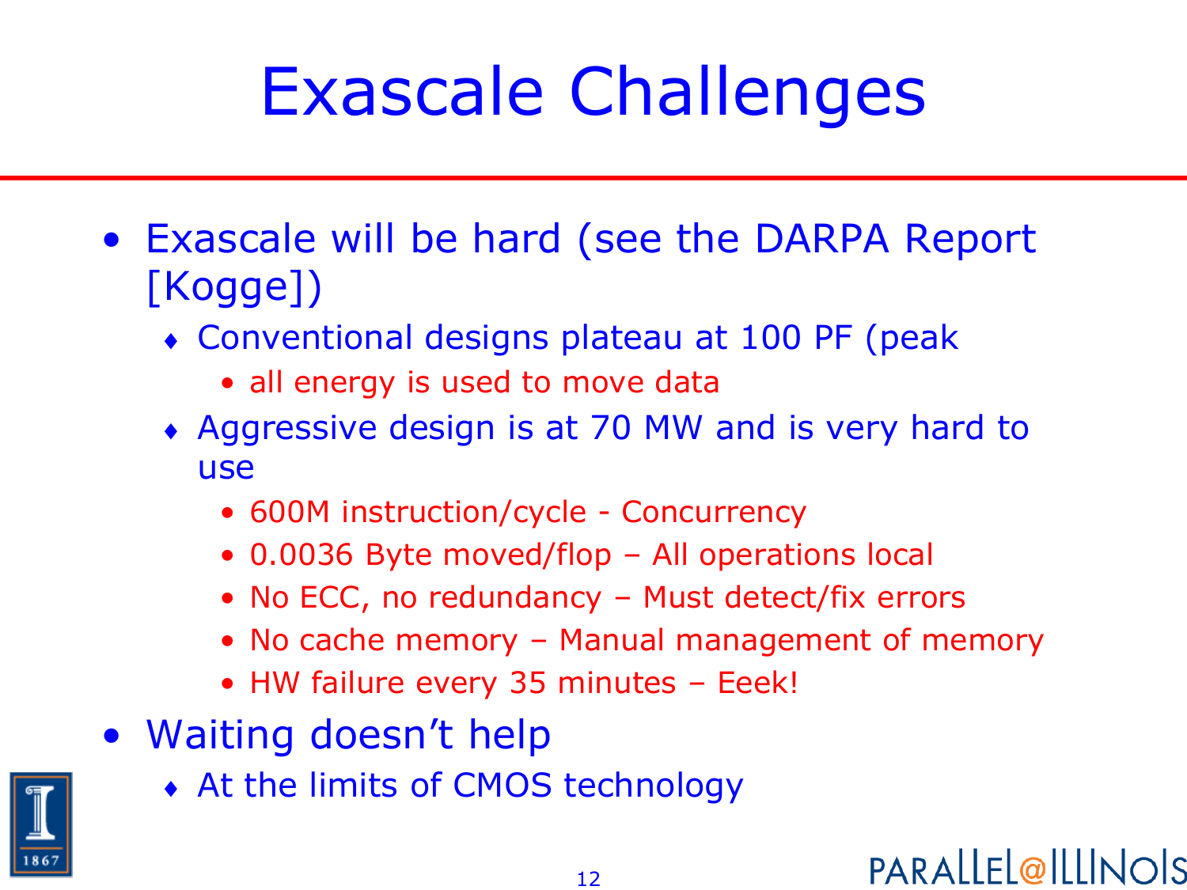# Exascale Challenges

- Exascale will be hard (see the DARPA Report [Kogge])
  - Conventional designs plateau at 100 PF (peak
    - all energy is used to move data
  - Aggressive design is at 70 MW and is very hard to use
    - 600M instruction/cycle - Concurrency
    - 0.0036 Byte moved/flop – All operations local
    - No ECC, no redundancy – Must detect/fix errors
    - No cache memory – Manual management of memory
    - HW failure every 35 minutes – Eeek!
- Waiting doesn't help
  - At the limits of CMOS technology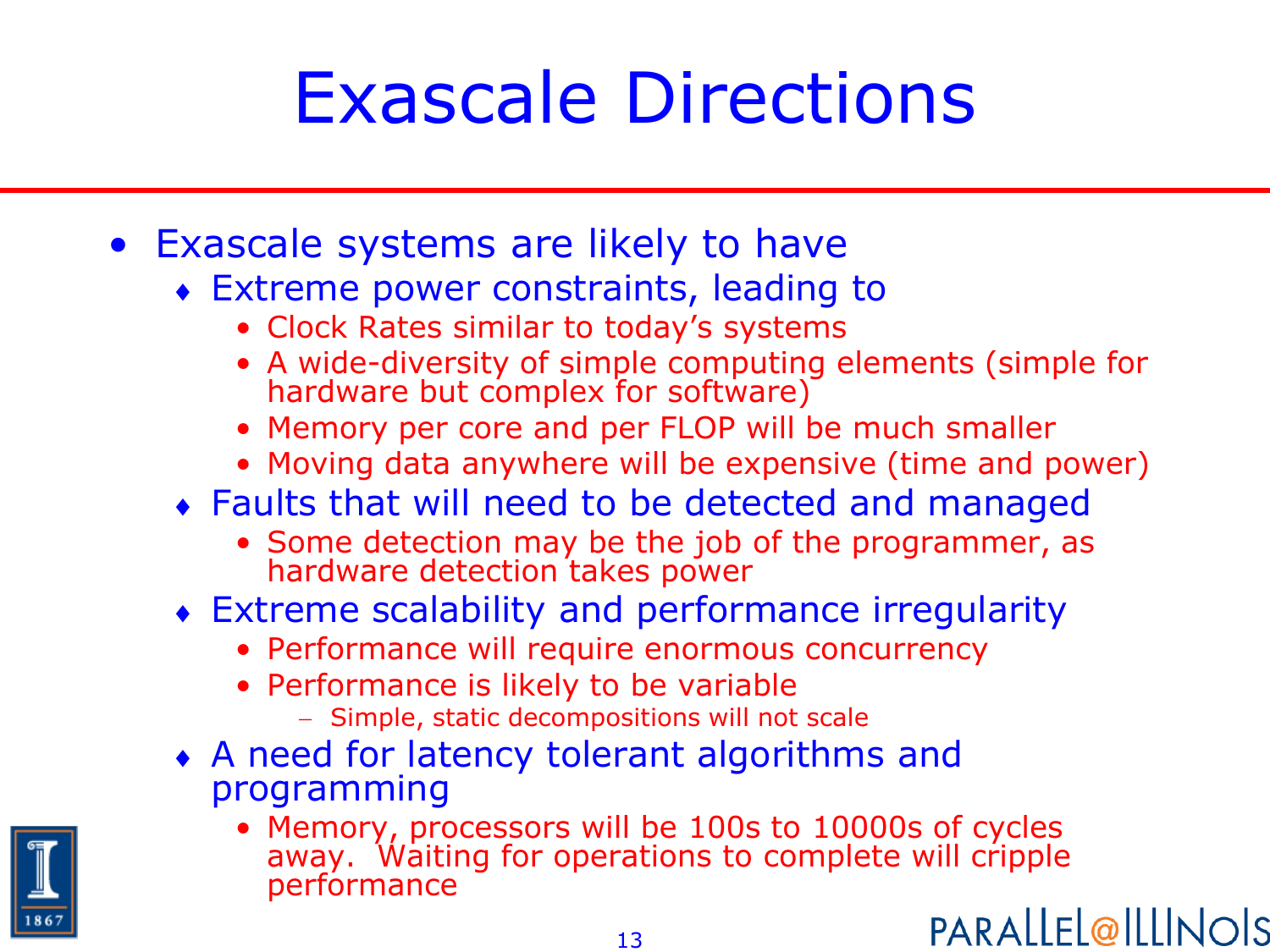# Exascale Directions

- Exascale systems are likely to have
  - Extreme power constraints, leading to
    - Clock Rates similar to today's systems
    - A wide-diversity of simple computing elements (simple for hardware but complex for software)
    - Memory per core and per FLOP will be much smaller
    - Moving data anywhere will be expensive (time and power)
  - Faults that will need to be detected and managed
    - Some detection may be the job of the programmer, as hardware detection takes power
  - Extreme scalability and performance irregularity
    - Performance will require enormous concurrency
    - Performance is likely to be variable
      - Simple, static decompositions will not scale
  - A need for latency tolerant algorithms and programming
    - Memory, processors will be 100s to 10000s of cycles away. Waiting for operations to complete will cripple performance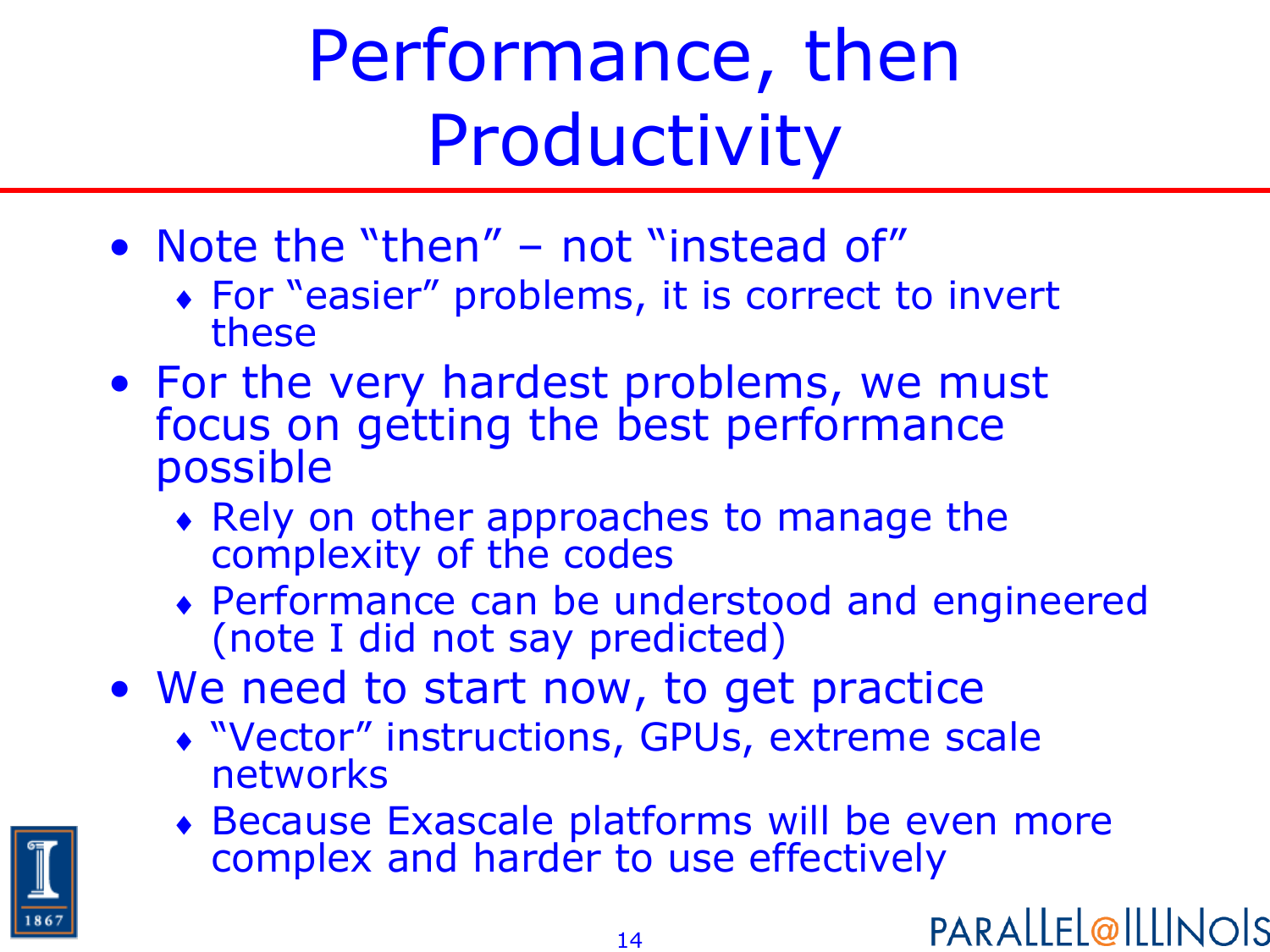# Performance, then Productivity

- Note the "then" – not "instead of"
  - For "easier" problems, it is correct to invert these
- For the very hardest problems, we must focus on getting the best performance possible
  - Rely on other approaches to manage the complexity of the codes
  - Performance can be understood and engineered (note I did not say predicted)
- We need to start now, to get practice
  - "Vector" instructions, GPUs, extreme scale networks
  - Because Exascale platforms will be even more complex and harder to use effectively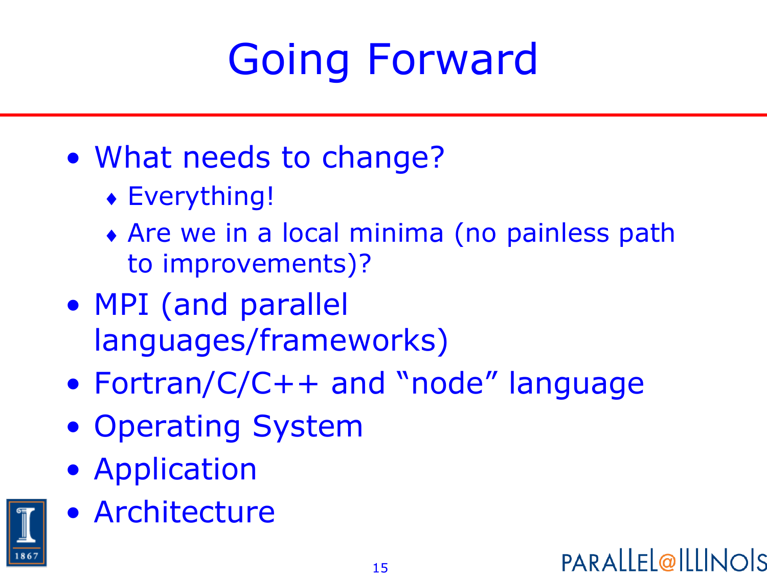# Going Forward

- What needs to change?
  - Everything!
  - Are we in a local minima (no painless path to improvements)?
- MPI (and parallel languages/frameworks)
- Fortran/C/C++ and “node” language
- Operating System
- Application
- Architecture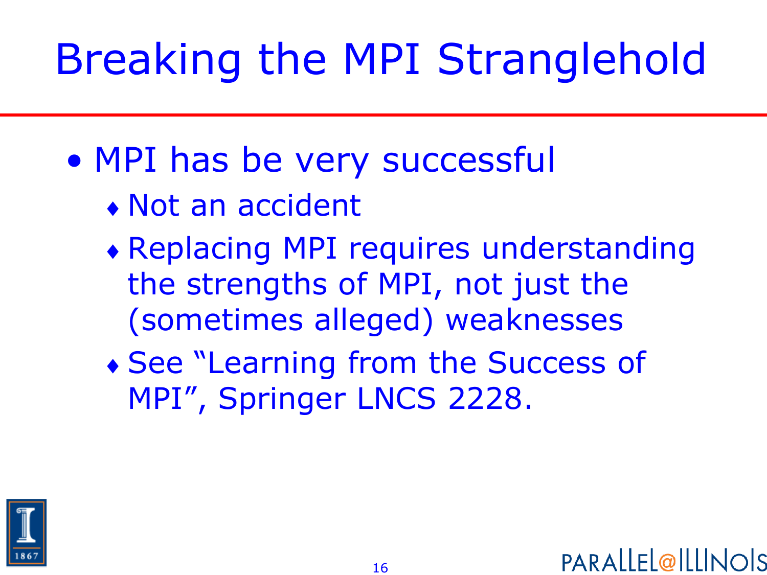# Breaking the MPI Stranglehold

- MPI has be very successful
  - Not an accident
  - Replacing MPI requires understanding the strengths of MPI, not just the (sometimes alleged) weaknesses
  - See “Learning from the Success of MPI”, Springer LNCS 2228.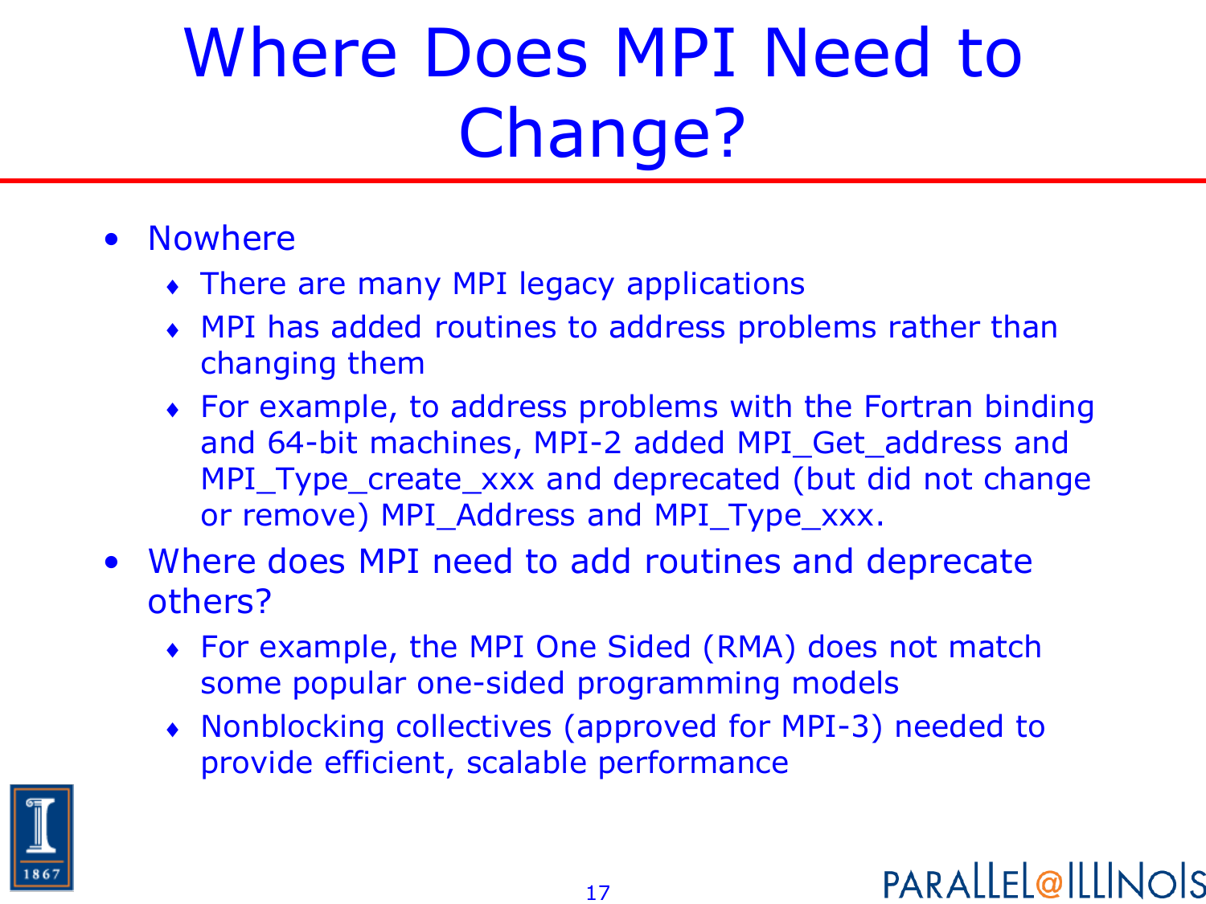# Where Does MPI Need to Change?

- Nowhere
  - There are many MPI legacy applications
  - MPI has added routines to address problems rather than changing them
  - For example, to address problems with the Fortran binding and 64-bit machines, MPI-2 added MPI_Get_address and MPI_Type_create_xxx and deprecated (but did not change or remove) MPI_Address and MPI_Type_xxx.
- Where does MPI need to add routines and deprecate others?
  - For example, the MPI One Sided (RMA) does not match some popular one-sided programming models
  - Nonblocking collectives (approved for MPI-3) needed to provide efficient, scalable performance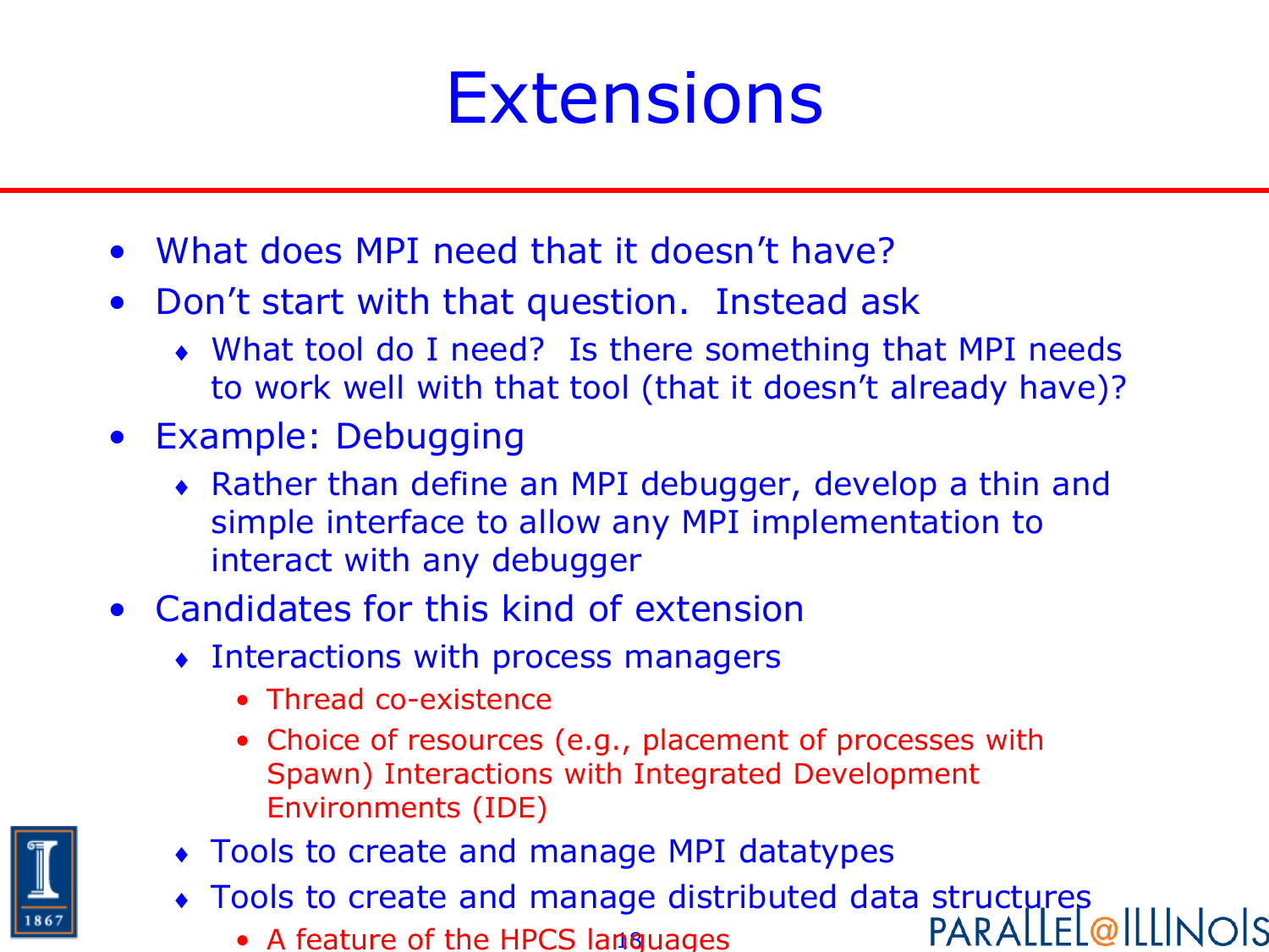# Extensions

- What does MPI need that it doesn't have?
- Don't start with that question. Instead ask
  - What tool do I need? Is there something that MPI needs to work well with that tool (that it doesn't already have)?
- Example: Debugging
  - Rather than define an MPI debugger, develop a thin and simple interface to allow any MPI implementation to interact with any debugger
- Candidates for this kind of extension
  - Interactions with process managers
    - Thread co-existence
    - Choice of resources (e.g., placement of processes with Spawn) Interactions with Integrated Development Environments (IDE)
  - Tools to create and manage MPI datatypes
  - Tools to create and manage distributed data structures
    - A feature of the HPCS languages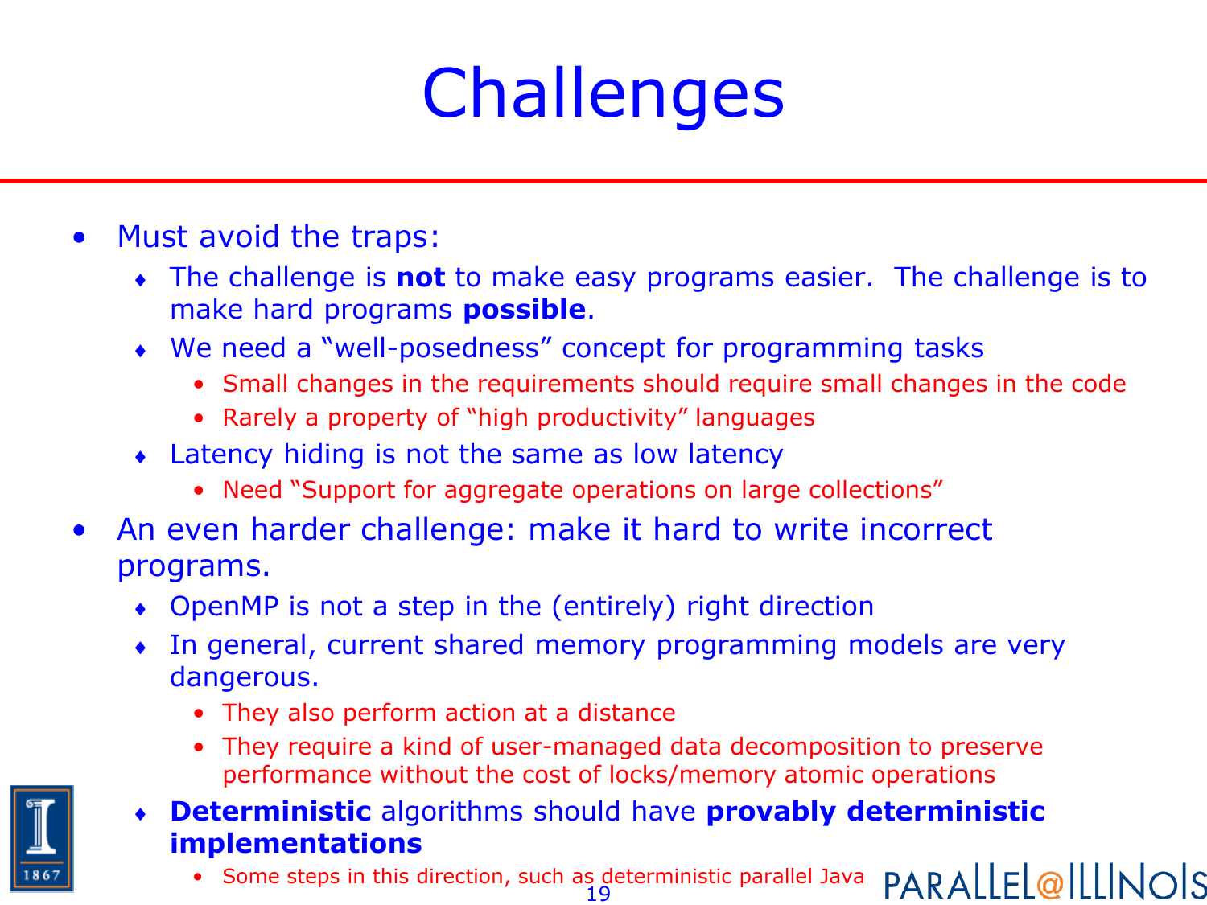# Challenges

- Must avoid the traps:
  - The challenge is **not** to make easy programs easier. The challenge is to make hard programs **possible**.
  - We need a "well-posedness" concept for programming tasks
    - Small changes in the requirements should require small changes in the code
    - Rarely a property of "high productivity" languages
  - Latency hiding is not the same as low latency
    - Need "Support for aggregate operations on large collections"
- An even harder challenge: make it hard to write incorrect programs.
  - OpenMP is not a step in the (entirely) right direction
  - In general, current shared memory programming models are very dangerous.
    - They also perform action at a distance
    - They require a kind of user-managed data decomposition to preserve performance without the cost of locks/memory atomic operations
  - **Deterministic** algorithms should have **provably deterministic implementations**
    - Some steps in this direction, such as deterministic parallel Java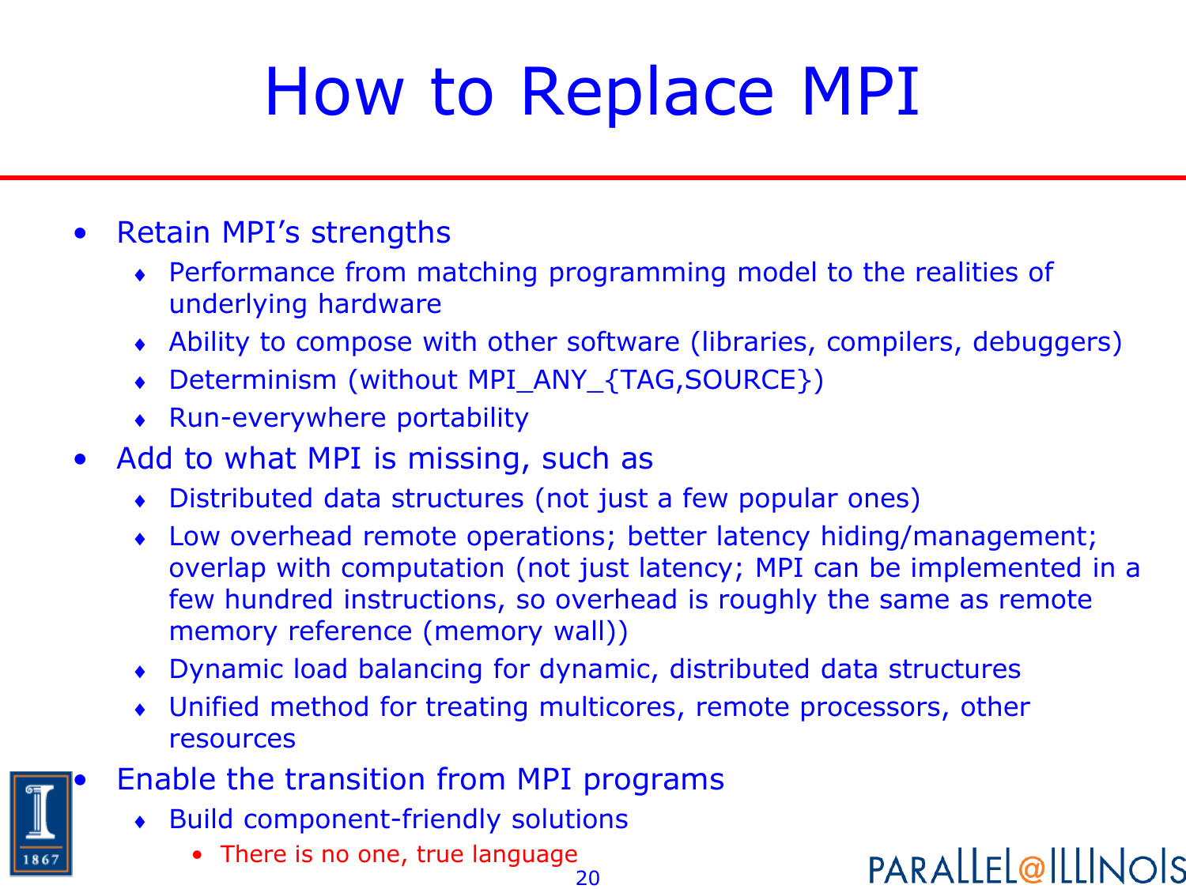# How to Replace MPI

- Retain MPI's strengths
  - Performance from matching programming model to the realities of underlying hardware
  - Ability to compose with other software (libraries, compilers, debuggers)
  - Determinism (without MPI_ANY_{TAG,SOURCE})
  - Run-everywhere portability
- Add to what MPI is missing, such as
  - Distributed data structures (not just a few popular ones)
  - Low overhead remote operations; better latency hiding/management; overlap with computation (not just latency; MPI can be implemented in a few hundred instructions, so overhead is roughly the same as remote memory reference (memory wall))
  - Dynamic load balancing for dynamic, distributed data structures
  - Unified method for treating multicores, remote processors, other resources
- Enable the transition from MPI programs
  - Build component-friendly solutions
    - There is no one, true language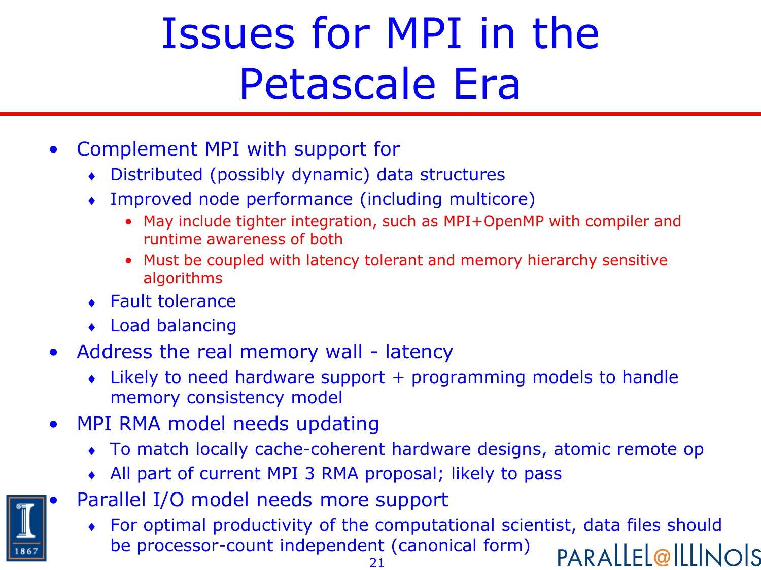# Issues for MPI in the Petascale Era

- Complement MPI with support for
  - Distributed (possibly dynamic) data structures
  - Improved node performance (including multicore)
    - May include tighter integration, such as MPI+OpenMP with compiler and runtime awareness of both
    - Must be coupled with latency tolerant and memory hierarchy sensitive algorithms
  - Fault tolerance
  - Load balancing
- Address the real memory wall - latency
  - Likely to need hardware support + programming models to handle memory consistency model
- MPI RMA model needs updating
  - To match locally cache-coherent hardware designs, atomic remote op
  - All part of current MPI 3 RMA proposal; likely to pass
- Parallel I/O model needs more support
  - For optimal productivity of the computational scientist, data files should be processor-count independent (canonical form)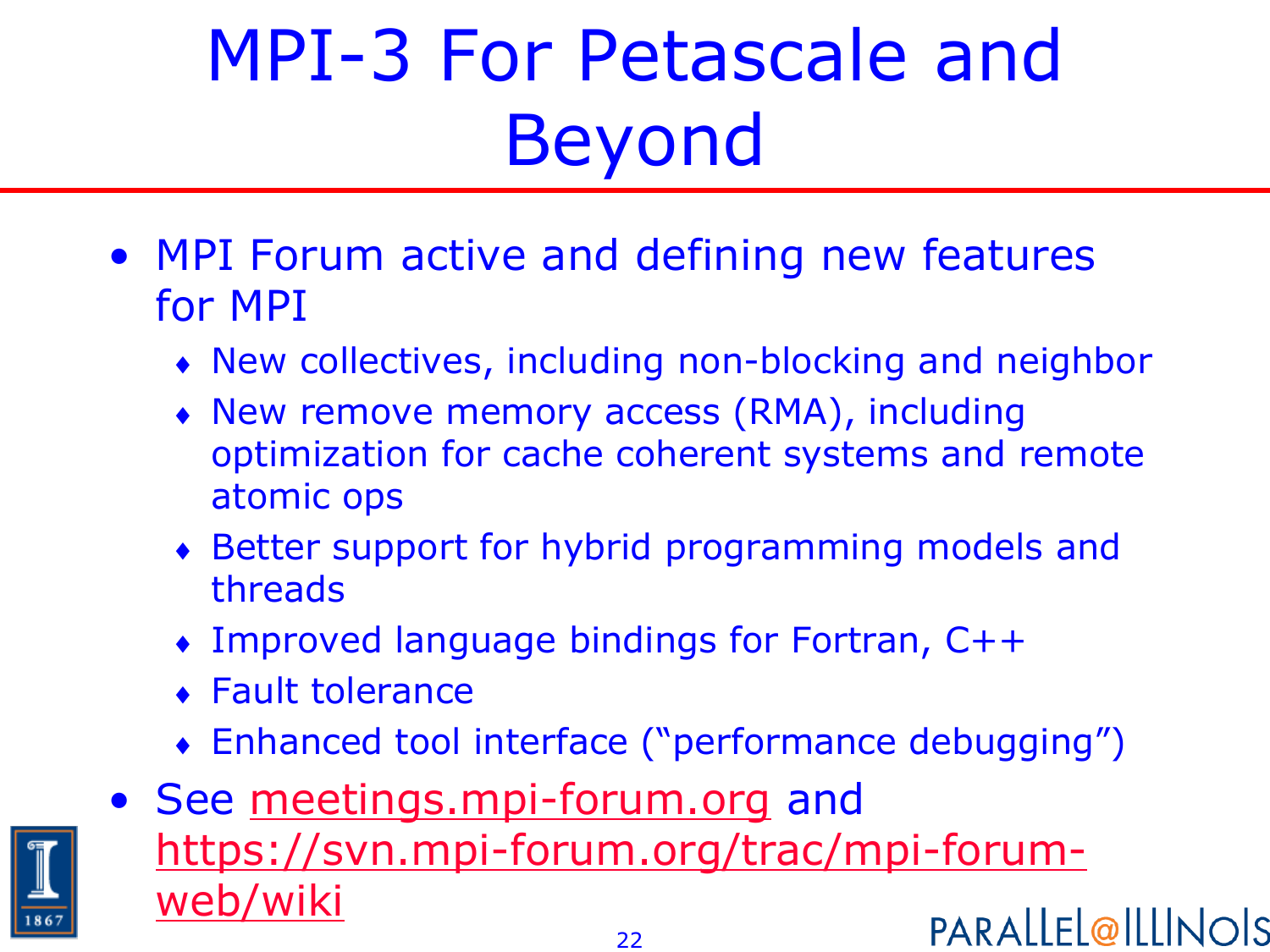# MPI-3 For Petascale and Beyond

- MPI Forum active and defining new features for MPI
  - New collectives, including non-blocking and neighbor
  - New remove memory access (RMA), including optimization for cache coherent systems and remote atomic ops
  - Better support for hybrid programming models and threads
  - Improved language bindings for Fortran, C++
  - Fault tolerance
  - Enhanced tool interface ("performance debugging")
- See meetings.mpi-forum.org and https://svn.mpi-forum.org/trac/mpi-forum-web/wiki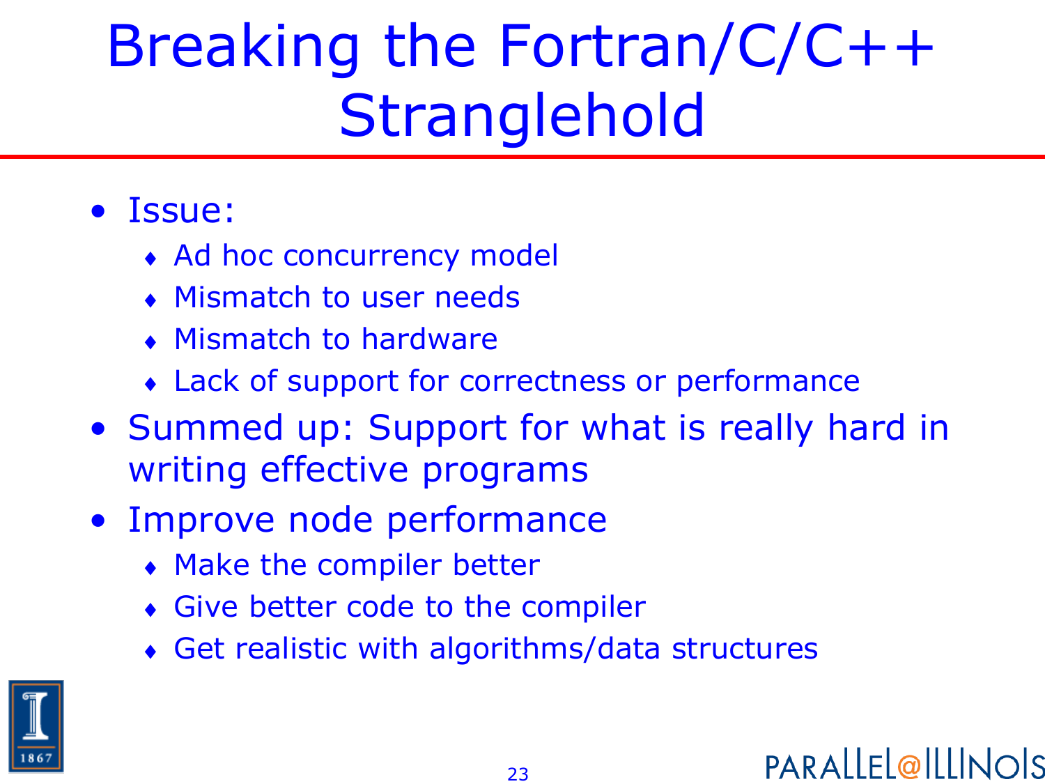# Breaking the Fortran/C/C++ Stranglehold

- Issue:
  - Ad hoc concurrency model
  - Mismatch to user needs
  - Mismatch to hardware
  - Lack of support for correctness or performance
- Summed up: Support for what is really hard in writing effective programs
- Improve node performance
  - Make the compiler better
  - Give better code to the compiler
  - Get realistic with algorithms/data structures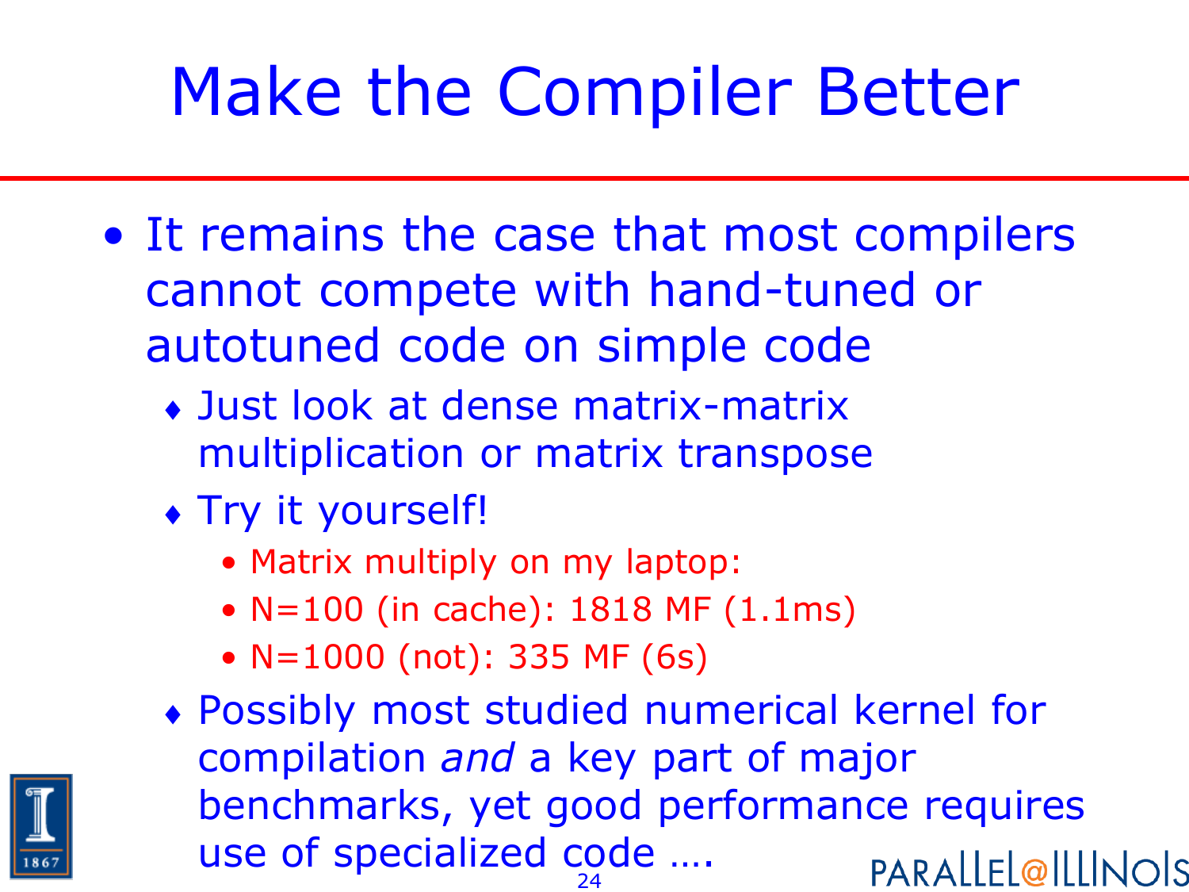# Make the Compiler Better

- It remains the case that most compilers cannot compete with hand-tuned or autotuned code on simple code
  - Just look at dense matrix-matrix multiplication or matrix transpose
  - Try it yourself!
    - Matrix multiply on my laptop:
    - N=100 (in cache): 1818 MF (1.1ms)
    - N=1000 (not): 335 MF (6s)
  - Possibly most studied numerical kernel for compilation *and* a key part of major benchmarks, yet good performance requires use of specialized code ….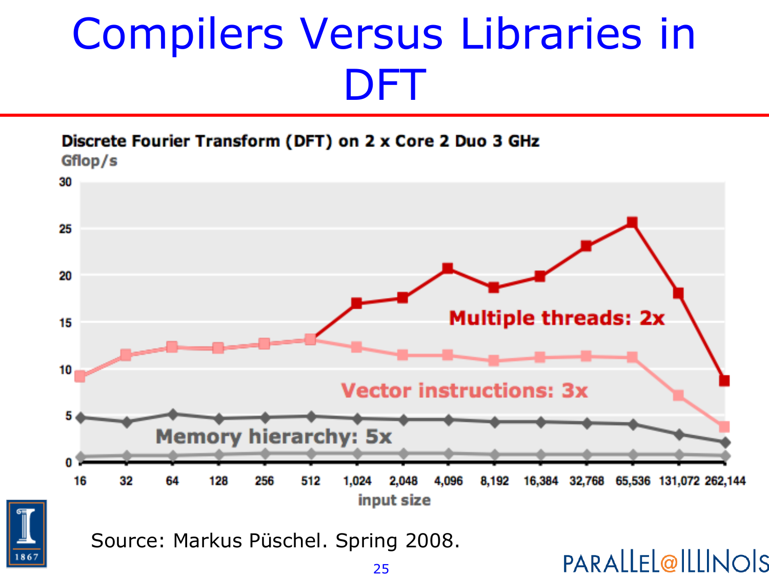# Compilers Versus Libraries in DFT

**Discrete Fourier Transform (DFT) on 2 x Core 2 Duo 3 GHz**

Gflop/s

Multiple threads: 2x

Vector instructions: 3x

Memory hierarchy: 5x

input size: 16, 32, 64, 128, 256, 512, 1,024, 2,048, 4,096, 8,192, 16,384, 32,768, 65,536, 131,072, 262,144

Source: Markus Püschel. Spring 2008.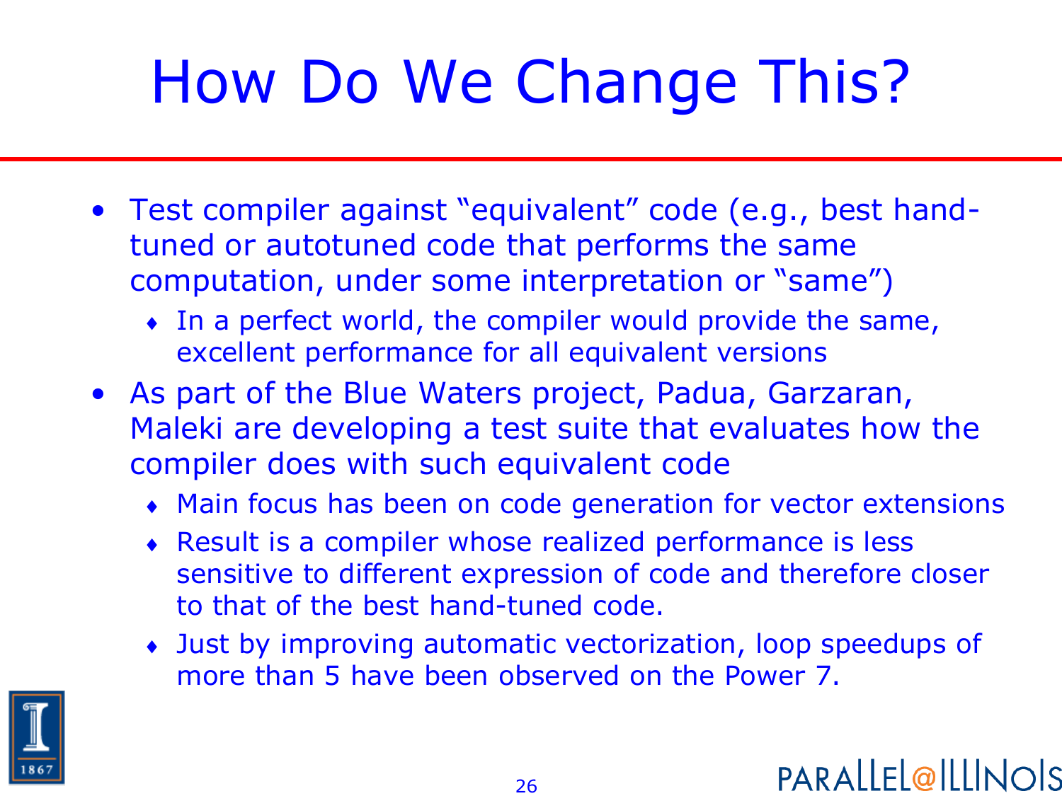# How Do We Change This?

- Test compiler against "equivalent" code (e.g., best hand-tuned or autotuned code that performs the same computation, under some interpretation or "same")
  - In a perfect world, the compiler would provide the same, excellent performance for all equivalent versions
- As part of the Blue Waters project, Padua, Garzaran, Maleki are developing a test suite that evaluates how the compiler does with such equivalent code
  - Main focus has been on code generation for vector extensions
  - Result is a compiler whose realized performance is less sensitive to different expression of code and therefore closer to that of the best hand-tuned code.
  - Just by improving automatic vectorization, loop speedups of more than 5 have been observed on the Power 7.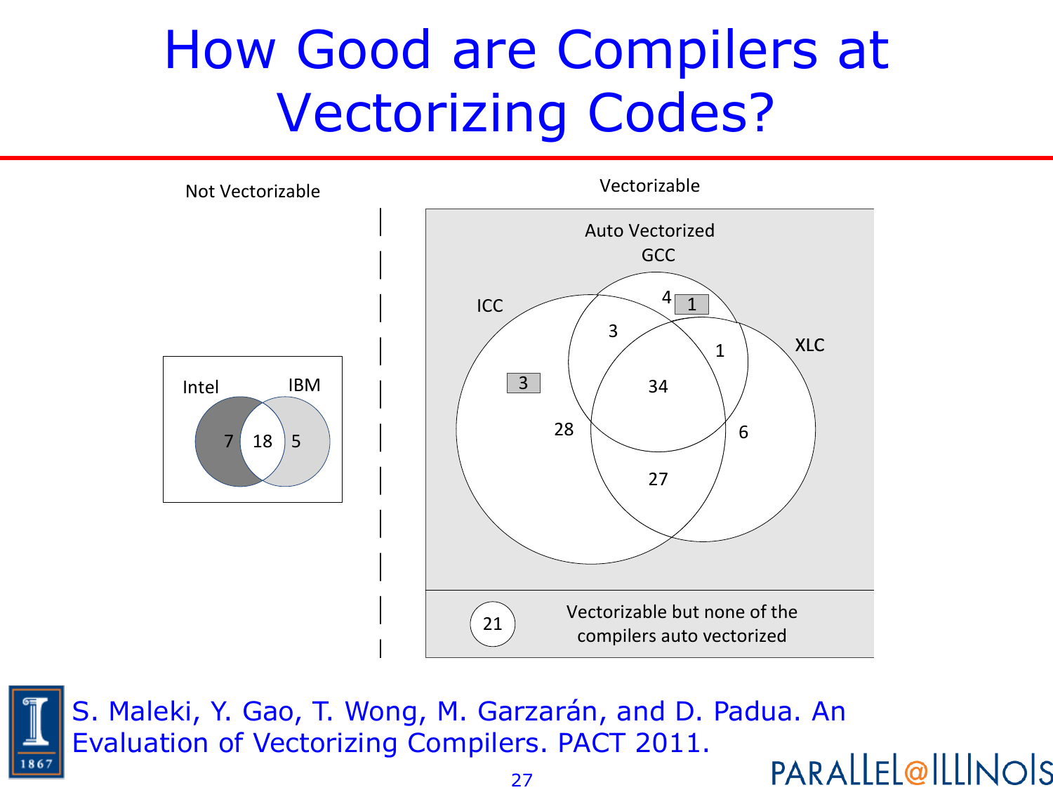# How Good are Compilers at Vectorizing Codes?

Not Vectorizable

Intel | IBM

7 | 18 | 5

Vectorizable

Auto Vectorized

GCC

ICC

XLC

4 | 1

3

1

3

34

28

6

27

21 Vectorizable but none of the compilers auto vectorized

S. Maleki, Y. Gao, T. Wong, M. Garzarán, and D. Padua. An Evaluation of Vectorizing Compilers. PACT 2011.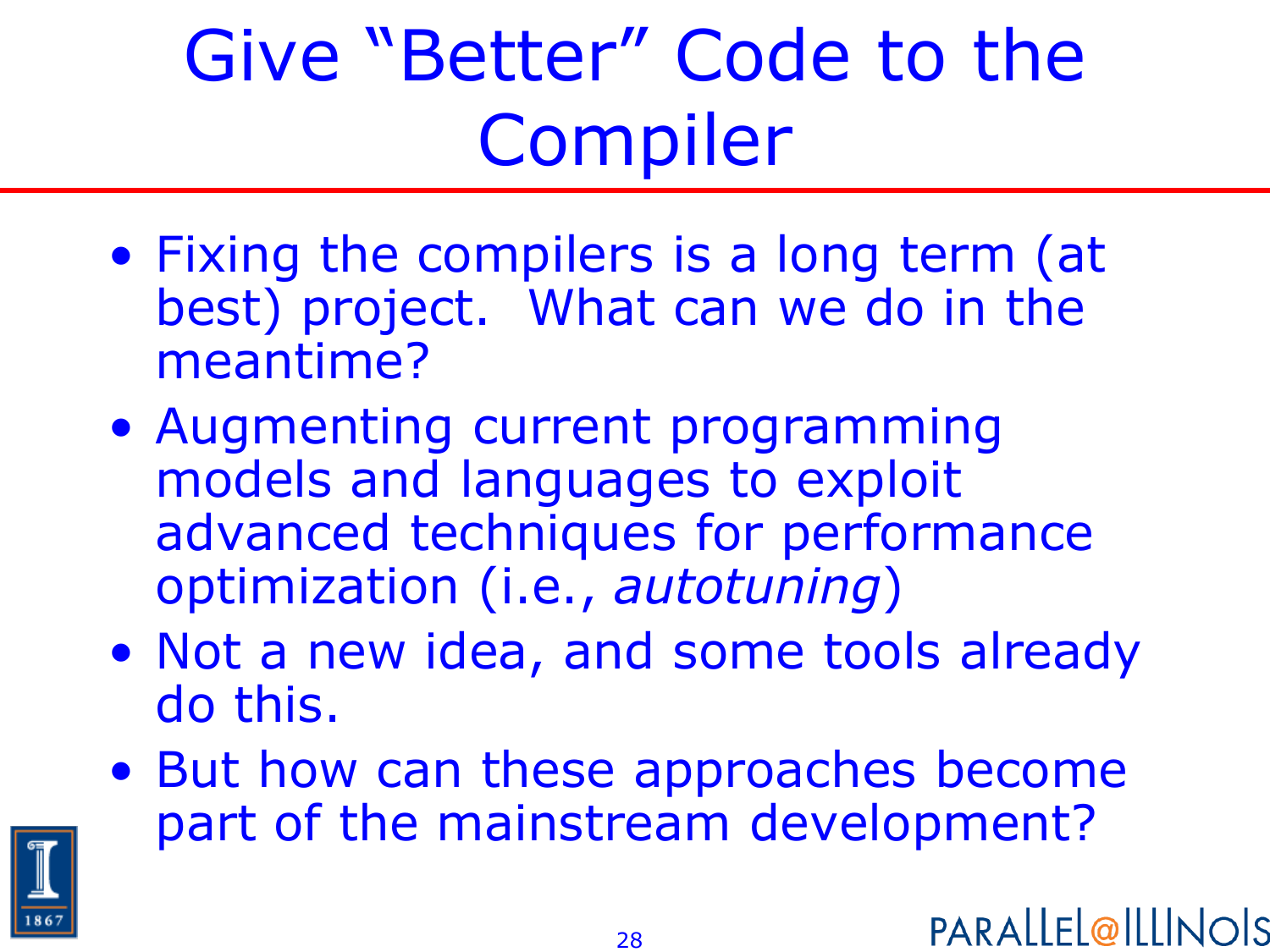# Give "Better" Code to the Compiler

- Fixing the compilers is a long term (at best) project. What can we do in the meantime?
- Augmenting current programming models and languages to exploit advanced techniques for performance optimization (i.e., *autotuning*)
- Not a new idea, and some tools already do this.
- But how can these approaches become part of the mainstream development?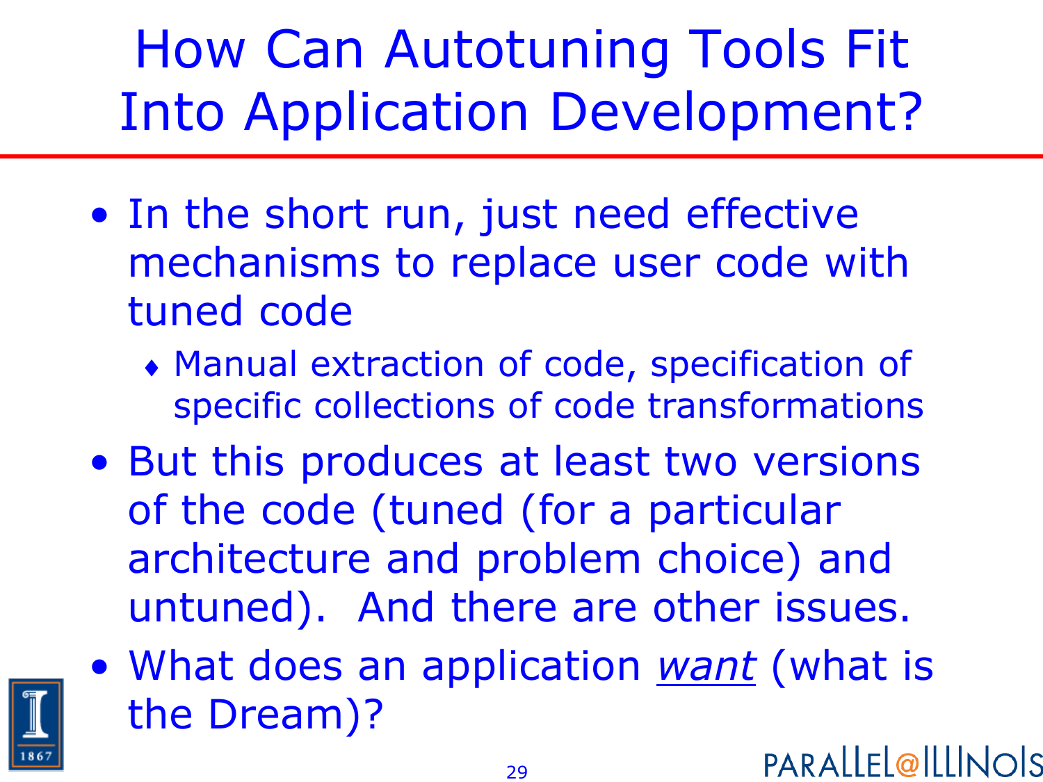# How Can Autotuning Tools Fit Into Application Development?

- In the short run, just need effective mechanisms to replace user code with tuned code
  - Manual extraction of code, specification of specific collections of code transformations
- But this produces at least two versions of the code (tuned (for a particular architecture and problem choice) and untuned). And there are other issues.
- What does an application *want* (what is the Dream)?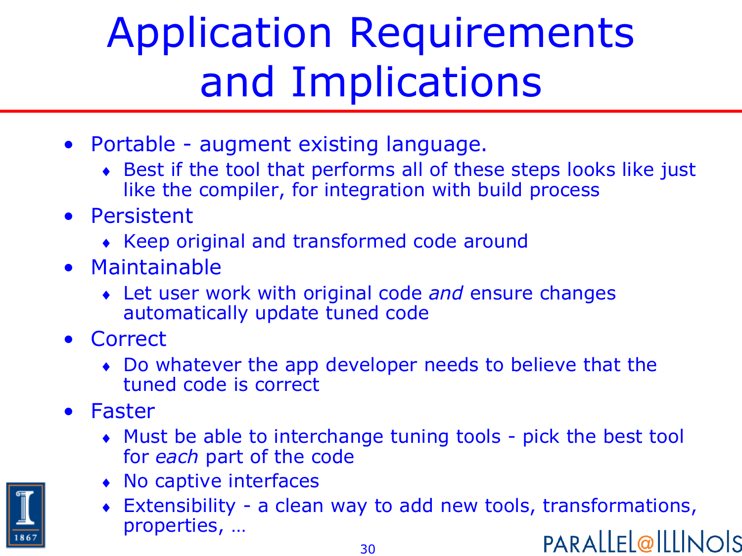# Application Requirements and Implications

- Portable - augment existing language.
  - Best if the tool that performs all of these steps looks like just like the compiler, for integration with build process
- Persistent
  - Keep original and transformed code around
- Maintainable
  - Let user work with original code *and* ensure changes automatically update tuned code
- Correct
  - Do whatever the app developer needs to believe that the tuned code is correct
- Faster
  - Must be able to interchange tuning tools - pick the best tool for *each* part of the code
  - No captive interfaces
  - Extensibility - a clean way to add new tools, transformations, properties, …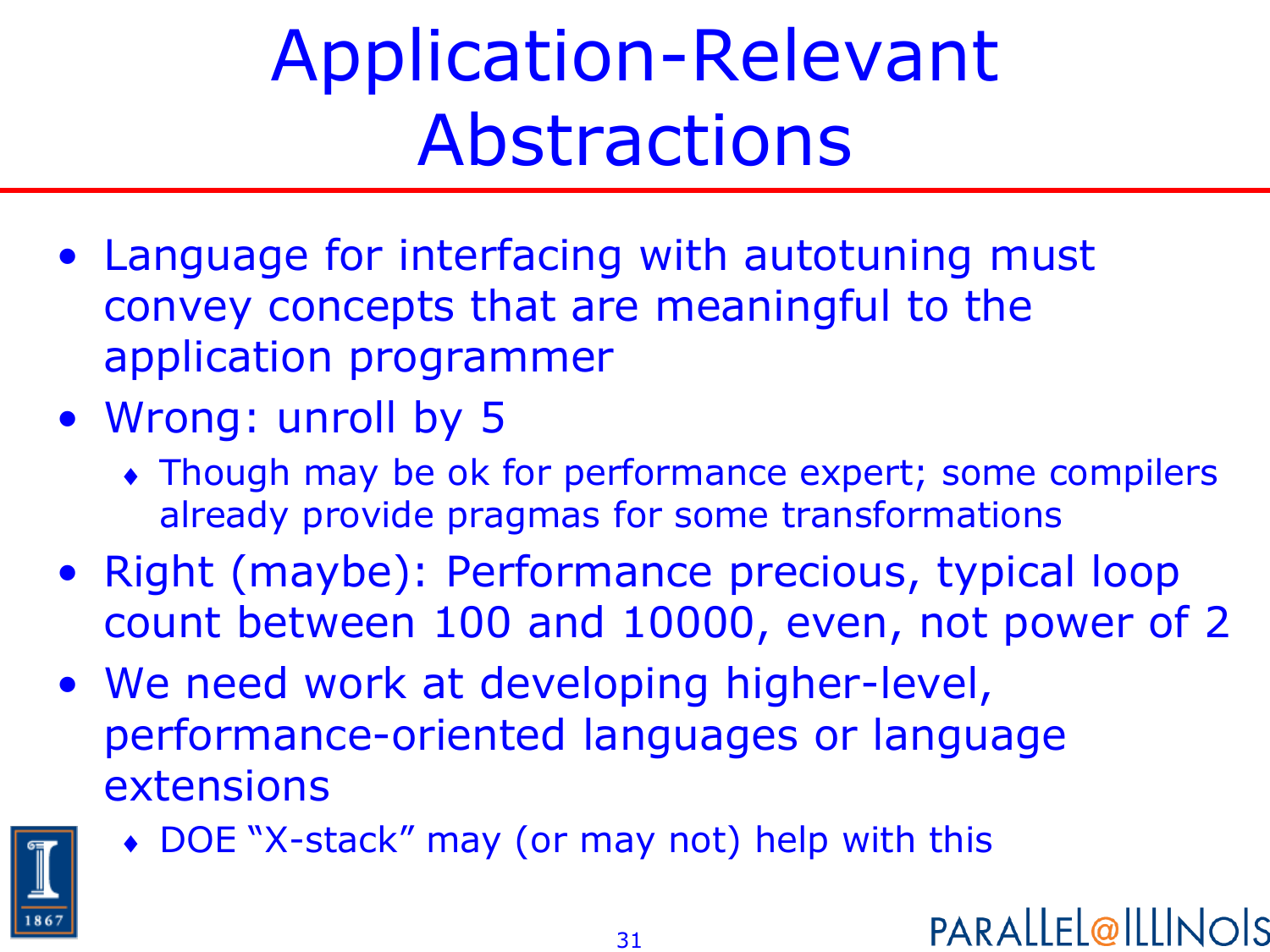# Application-Relevant Abstractions

- Language for interfacing with autotuning must convey concepts that are meaningful to the application programmer
- Wrong: unroll by 5
  - Though may be ok for performance expert; some compilers already provide pragmas for some transformations
- Right (maybe): Performance precious, typical loop count between 100 and 10000, even, not power of 2
- We need work at developing higher-level, performance-oriented languages or language extensions
  - DOE "X-stack" may (or may not) help with this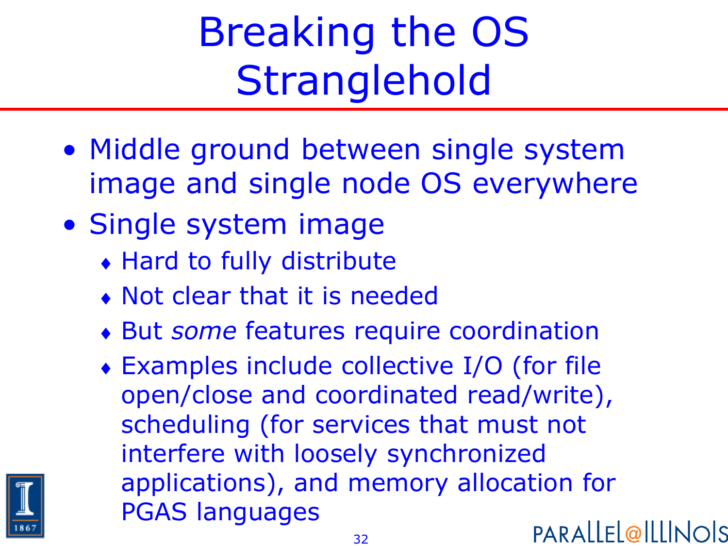# Breaking the OS Stranglehold

- Middle ground between single system image and single node OS everywhere
- Single system image
  - Hard to fully distribute
  - Not clear that it is needed
  - But *some* features require coordination
  - Examples include collective I/O (for file open/close and coordinated read/write), scheduling (for services that must not interfere with loosely synchronized applications), and memory allocation for PGAS languages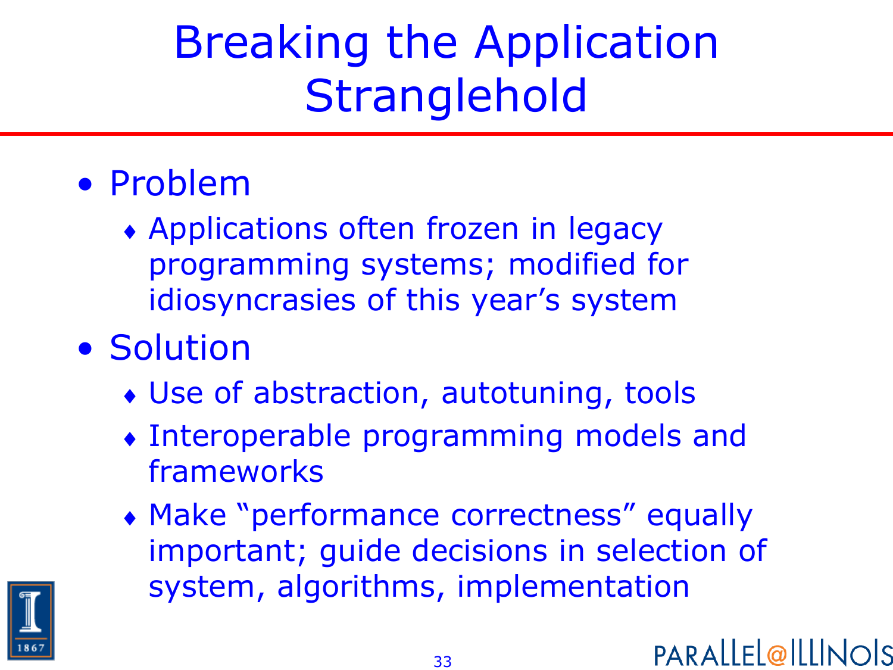# Breaking the Application Stranglehold

- Problem
  - Applications often frozen in legacy programming systems; modified for idiosyncrasies of this year's system
- Solution
  - Use of abstraction, autotuning, tools
  - Interoperable programming models and frameworks
  - Make "performance correctness" equally important; guide decisions in selection of system, algorithms, implementation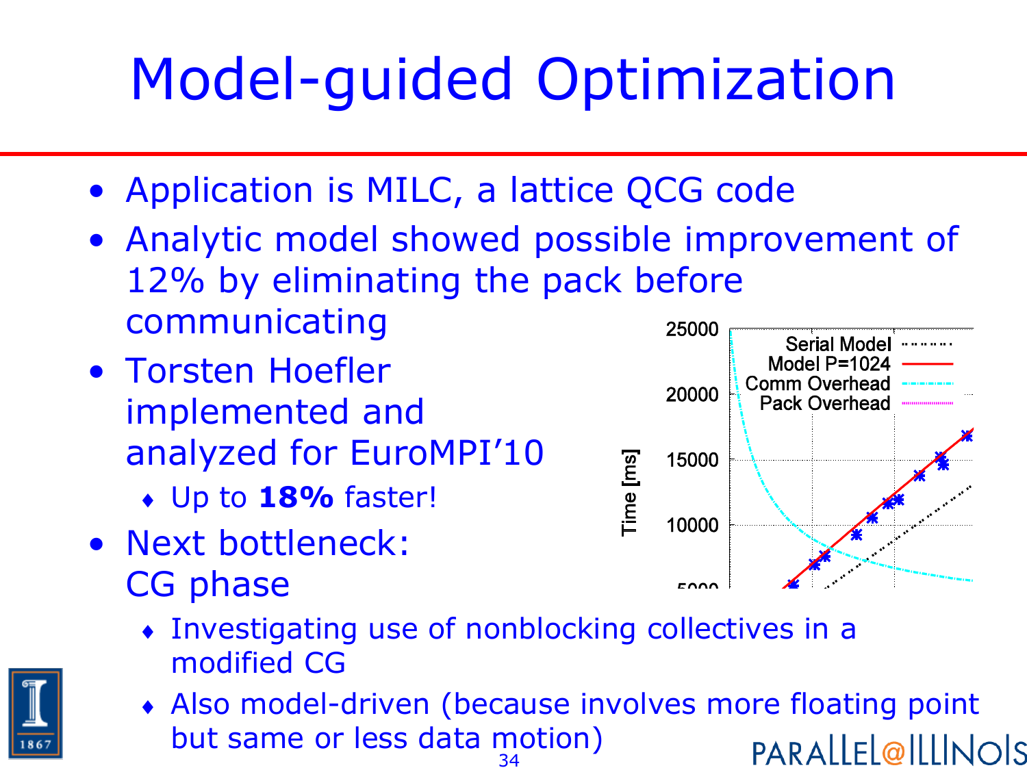# Model-guided Optimization

- Application is MILC, a lattice QCG code
- Analytic model showed possible improvement of 12% by eliminating the pack before communicating
- Torsten Hoefler implemented and analyzed for EuroMPI'10
  - Up to **18%** faster!
- Next bottleneck: CG phase
  - Investigating use of nonblocking collectives in a modified CG
  - Also model-driven (because involves more floating point but same or less data motion)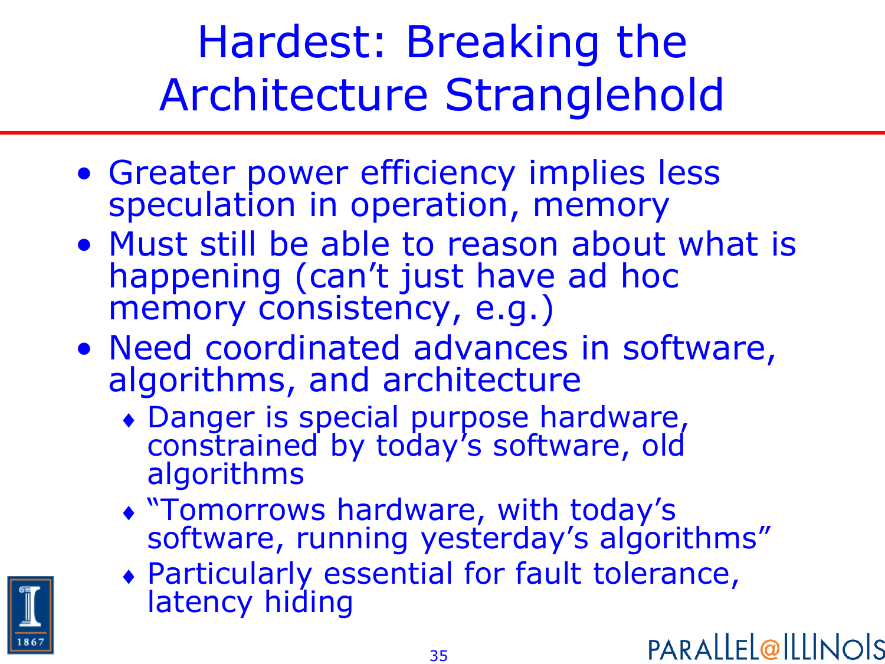# Hardest: Breaking the Architecture Stranglehold

- Greater power efficiency implies less speculation in operation, memory
- Must still be able to reason about what is happening (can't just have ad hoc memory consistency, e.g.)
- Need coordinated advances in software, algorithms, and architecture
  - Danger is special purpose hardware, constrained by today's software, old algorithms
  - "Tomorrows hardware, with today's software, running yesterday's algorithms"
  - Particularly essential for fault tolerance, latency hiding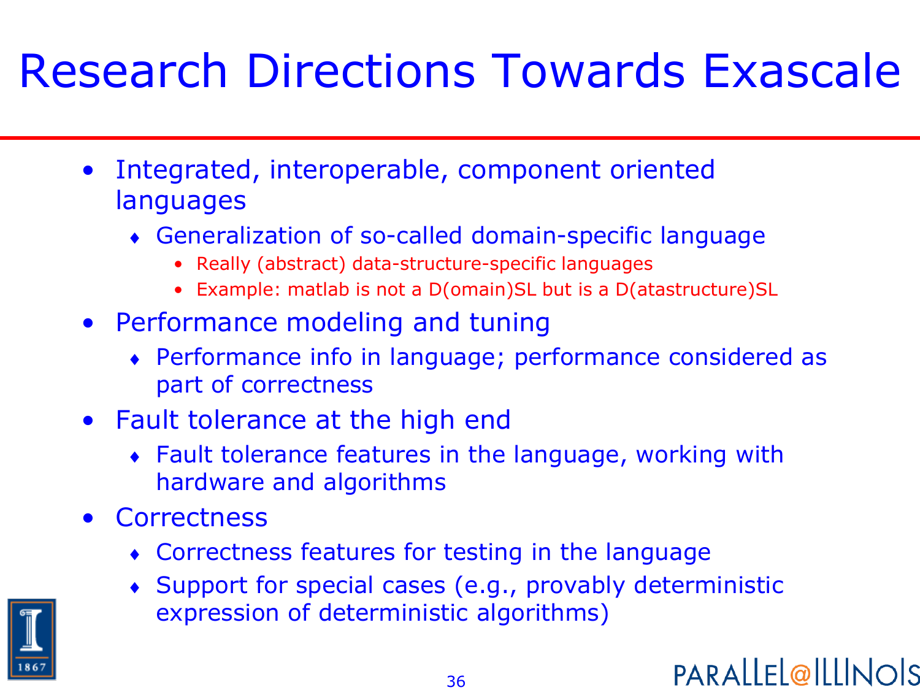# Research Directions Towards Exascale

- Integrated, interoperable, component oriented languages
  - Generalization of so-called domain-specific language
    - Really (abstract) data-structure-specific languages
    - Example: matlab is not a D(omain)SL but is a D(atastructure)SL
- Performance modeling and tuning
  - Performance info in language; performance considered as part of correctness
- Fault tolerance at the high end
  - Fault tolerance features in the language, working with hardware and algorithms
- Correctness
  - Correctness features for testing in the language
  - Support for special cases (e.g., provably deterministic expression of deterministic algorithms)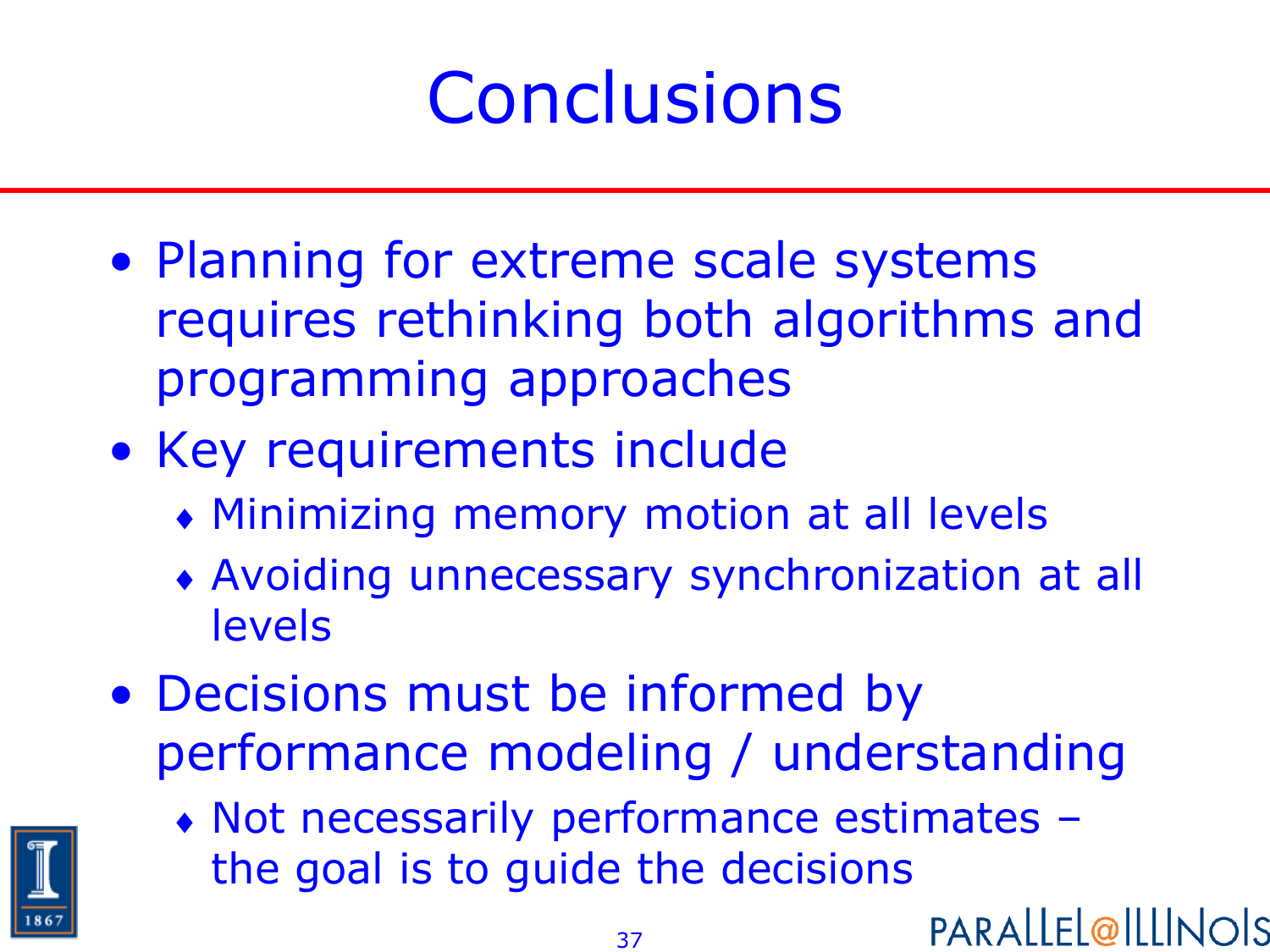# Conclusions

- Planning for extreme scale systems requires rethinking both algorithms and programming approaches
- Key requirements include
  - Minimizing memory motion at all levels
  - Avoiding unnecessary synchronization at all levels
- Decisions must be informed by performance modeling / understanding
  - Not necessarily performance estimates – the goal is to guide the decisions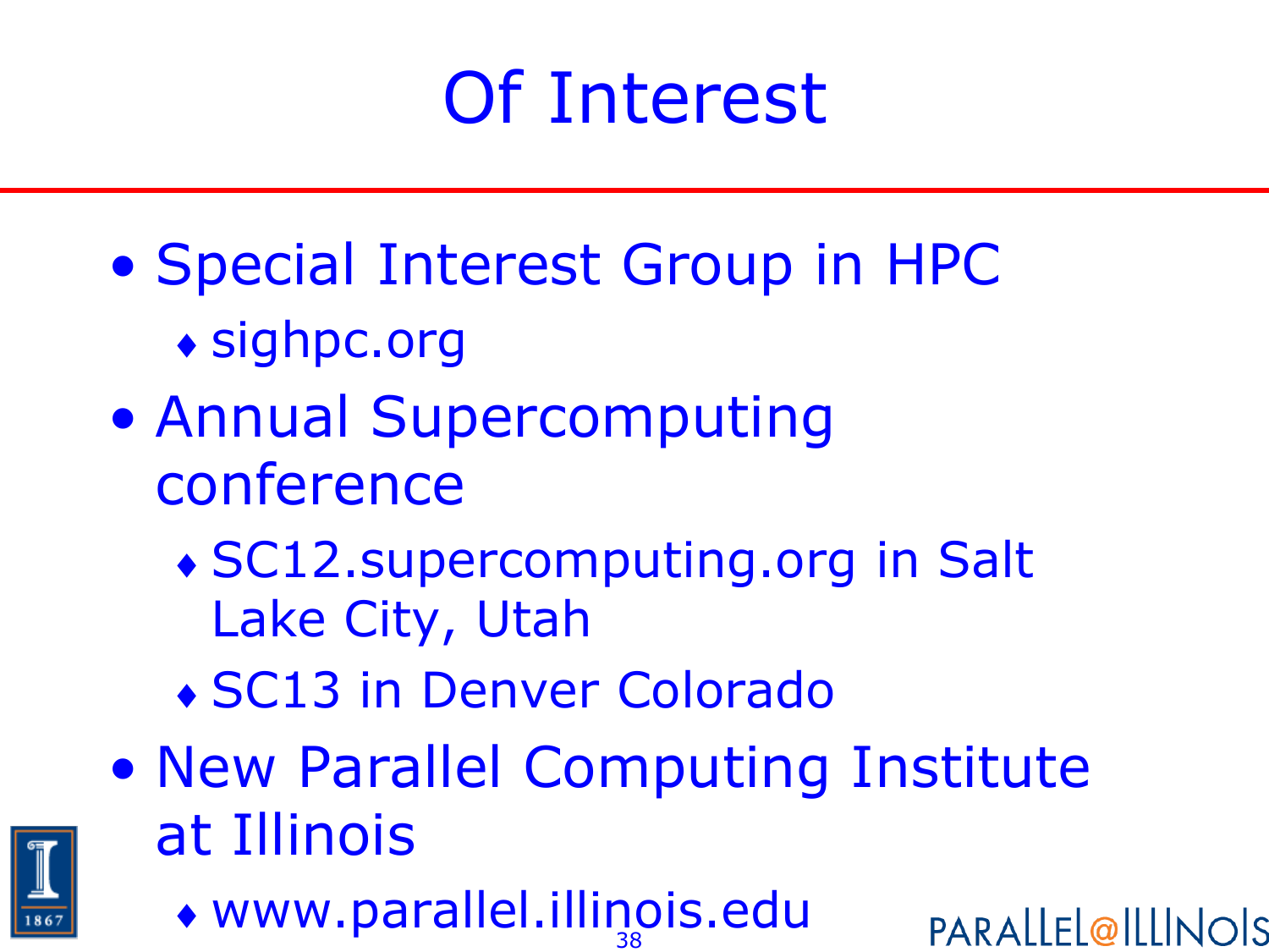# Of Interest

- Special Interest Group in HPC
  - sighpc.org
- Annual Supercomputing conference
  - SC12.supercomputing.org in Salt Lake City, Utah
  - SC13 in Denver Colorado
- New Parallel Computing Institute at Illinois
  - www.parallel.illinois.edu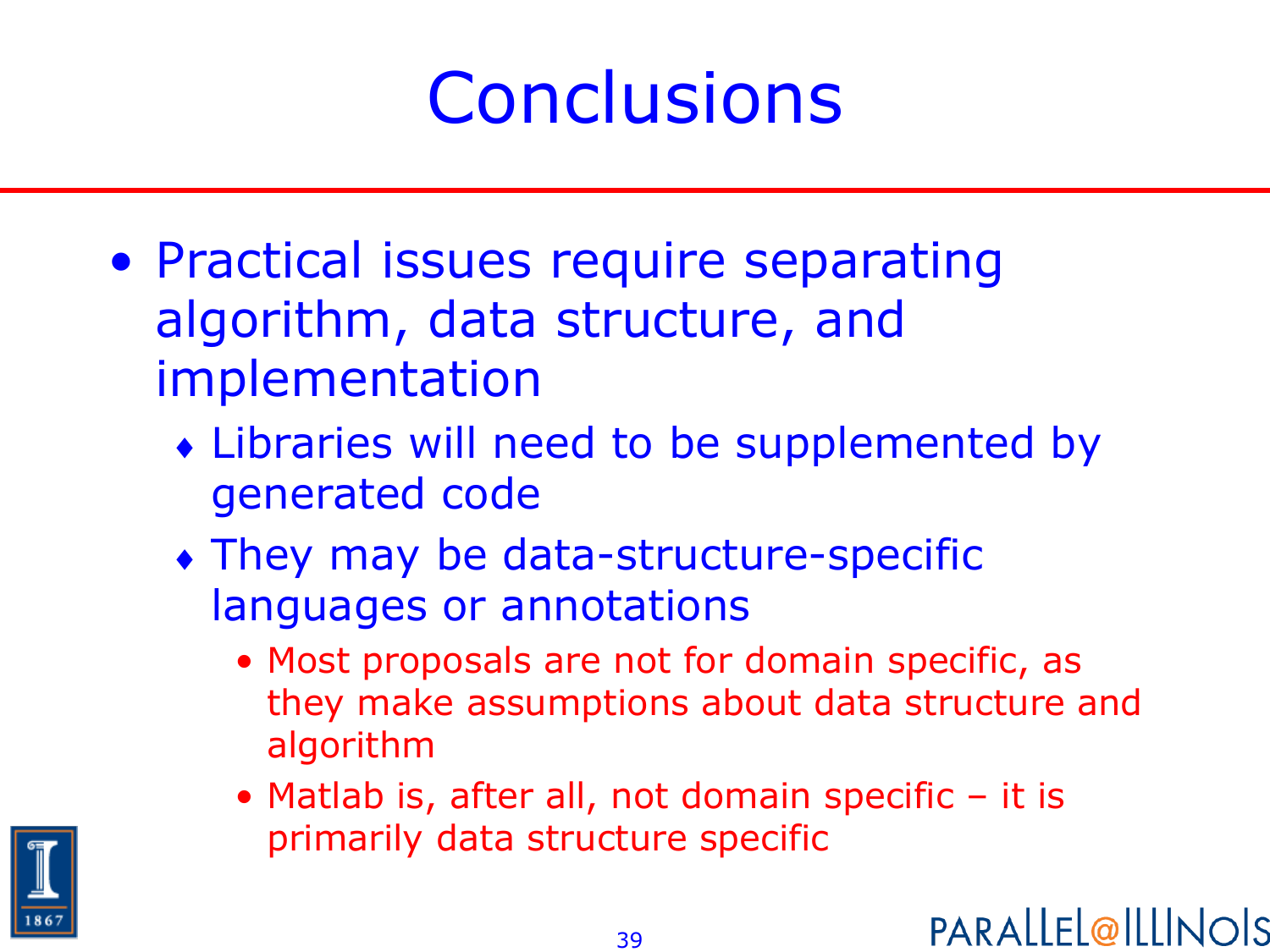# Conclusions

- Practical issues require separating algorithm, data structure, and implementation
  - Libraries will need to be supplemented by generated code
  - They may be data-structure-specific languages or annotations
    - Most proposals are not for domain specific, as they make assumptions about data structure and algorithm
    - Matlab is, after all, not domain specific – it is primarily data structure specific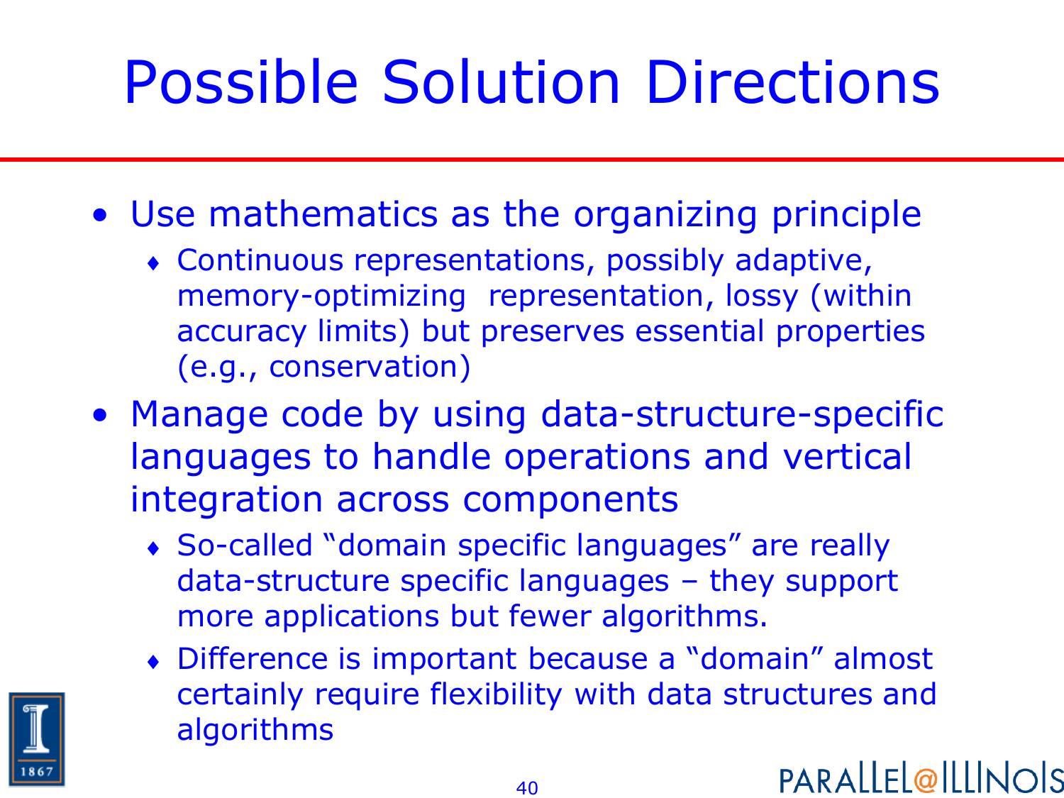# Possible Solution Directions

- Use mathematics as the organizing principle
  - Continuous representations, possibly adaptive, memory-optimizing representation, lossy (within accuracy limits) but preserves essential properties (e.g., conservation)
- Manage code by using data-structure-specific languages to handle operations and vertical integration across components
  - So-called "domain specific languages" are really data-structure specific languages – they support more applications but fewer algorithms.
  - Difference is important because a "domain" almost certainly require flexibility with data structures and algorithms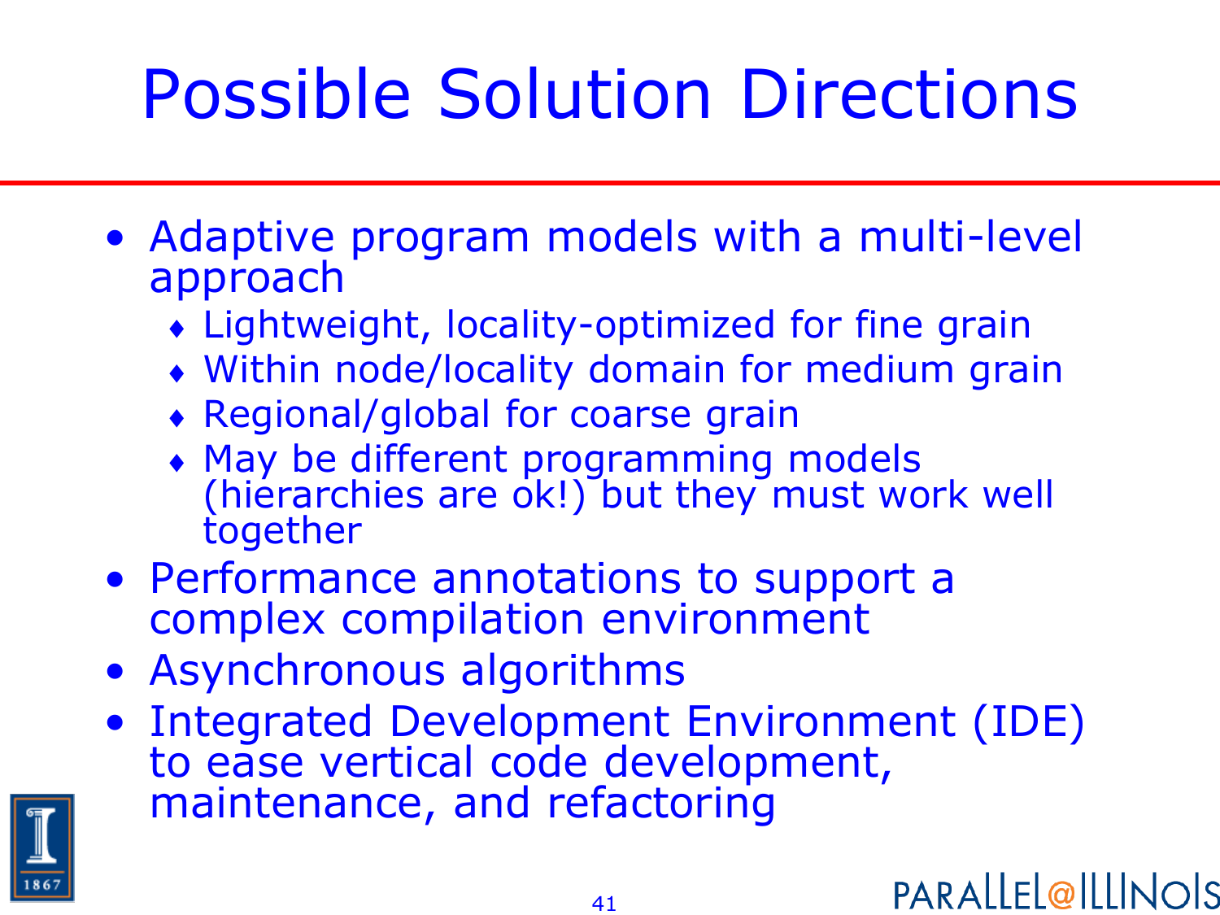# Possible Solution Directions

- Adaptive program models with a multi-level approach
  - Lightweight, locality-optimized for fine grain
  - Within node/locality domain for medium grain
  - Regional/global for coarse grain
  - May be different programming models (hierarchies are ok!) but they must work well together
- Performance annotations to support a complex compilation environment
- Asynchronous algorithms
- Integrated Development Environment (IDE) to ease vertical code development, maintenance, and refactoring